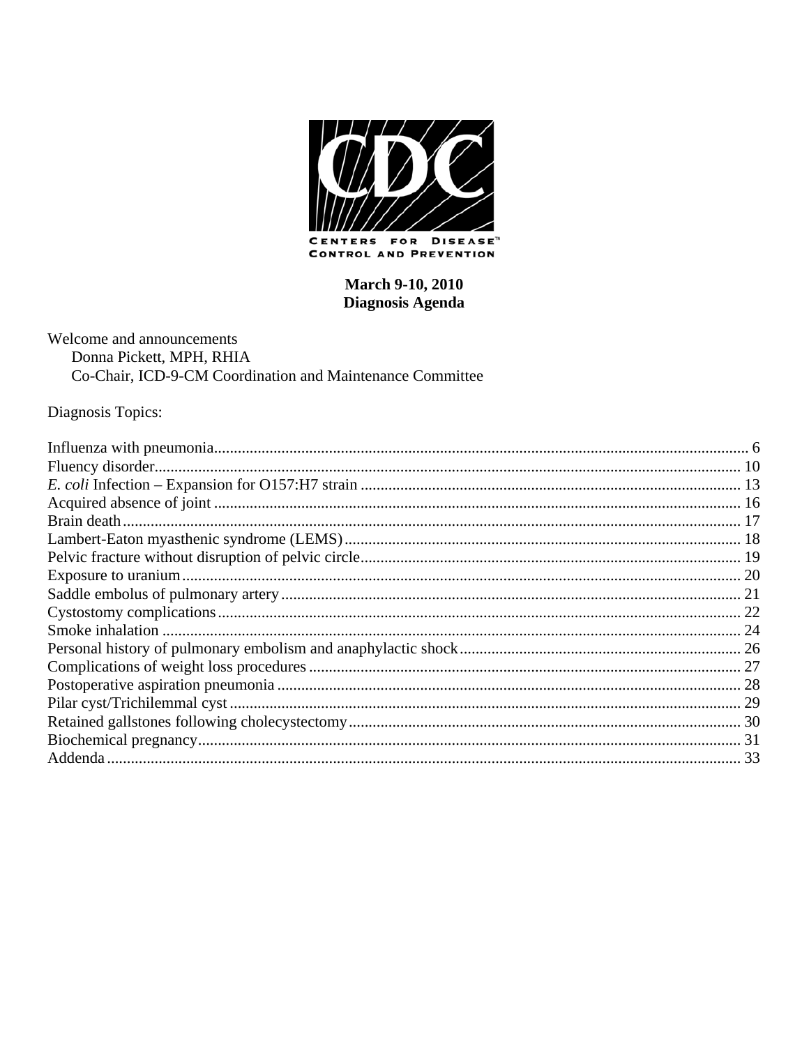**March 9-10, 2010**
**Diagnosis Agenda**

Welcome and announcements
Donna Pickett, MPH, RHIA
Co-Chair, ICD-9-CM Coordination and Maintenance Committee

Diagnosis Topics:

Influenza with pneumonia ........ 6
Fluency disorder ........ 10
*E. coli* Infection – Expansion for O157:H7 strain ........ 13
Acquired absence of joint ........ 16
Brain death ........ 17
Lambert-Eaton myasthenic syndrome (LEMS) ........ 18
Pelvic fracture without disruption of pelvic circle ........ 19
Exposure to uranium ........ 20
Saddle embolus of pulmonary artery ........ 21
Cystostomy complications ........ 22
Smoke inhalation ........ 24
Personal history of pulmonary embolism and anaphylactic shock ........ 26
Complications of weight loss procedures ........ 27
Postoperative aspiration pneumonia ........ 28
Pilar cyst/Trichilemmal cyst ........ 29
Retained gallstones following cholecystectomy ........ 30
Biochemical pregnancy ........ 31
Addenda ........ 33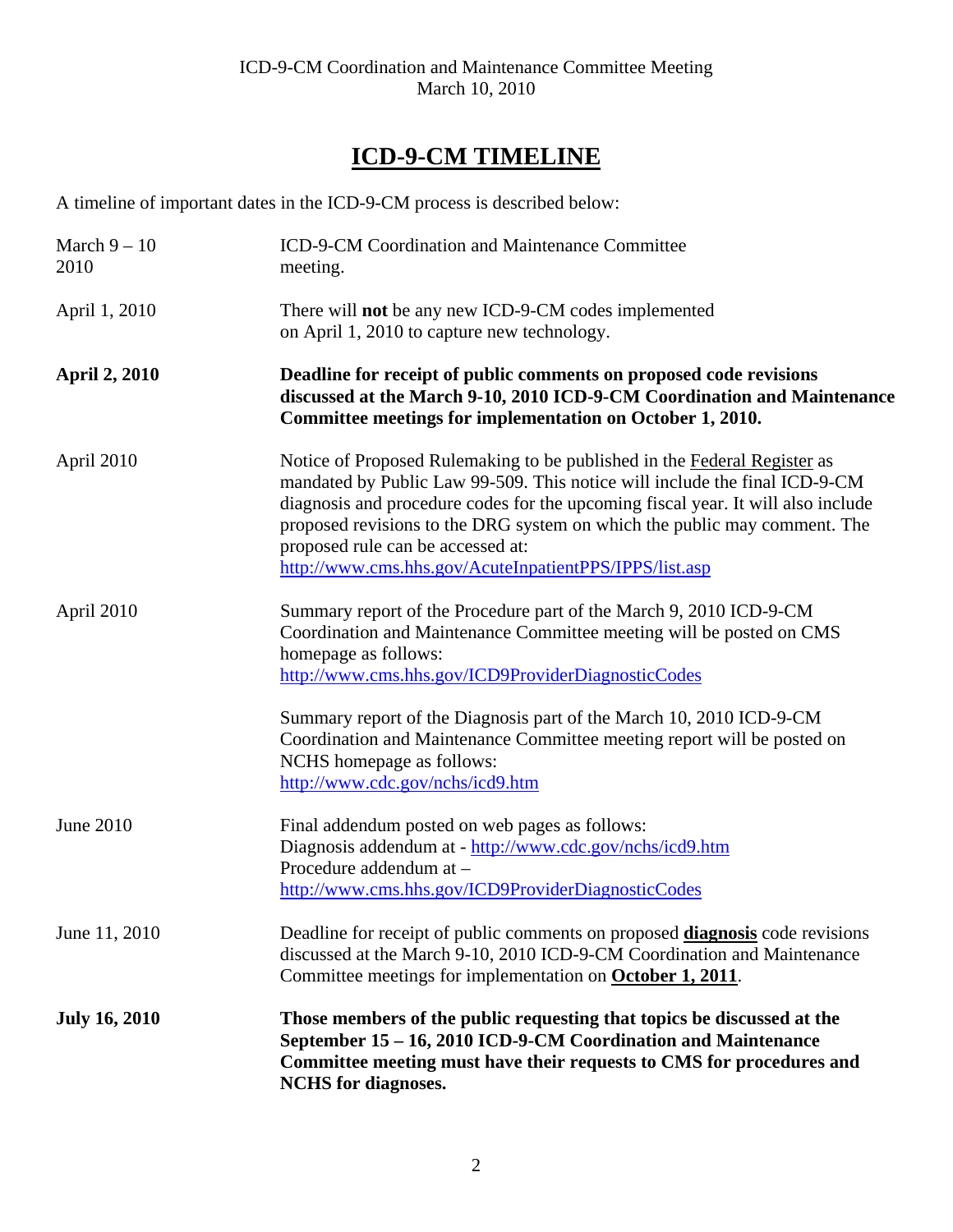ICD-9-CM Coordination and Maintenance Committee Meeting
March 10, 2010

# ICD-9-CM TIMELINE

A timeline of important dates in the ICD-9-CM process is described below:

| | |
|---|---|
| March 9 – 10 2010 | ICD-9-CM Coordination and Maintenance Committee meeting. |
| April 1, 2010 | There will **not** be any new ICD-9-CM codes implemented on April 1, 2010 to capture new technology. |
| **April 2, 2010** | **Deadline for receipt of public comments on proposed code revisions discussed at the March 9-10, 2010 ICD-9-CM Coordination and Maintenance Committee meetings for implementation on October 1, 2010.** |
| April 2010 | Notice of Proposed Rulemaking to be published in the Federal Register as mandated by Public Law 99-509. This notice will include the final ICD-9-CM diagnosis and procedure codes for the upcoming fiscal year. It will also include proposed revisions to the DRG system on which the public may comment. The proposed rule can be accessed at: http://www.cms.hhs.gov/AcuteInpatientPPS/IPPS/list.asp |
| April 2010 | Summary report of the Procedure part of the March 9, 2010 ICD-9-CM Coordination and Maintenance Committee meeting will be posted on CMS homepage as follows: http://www.cms.hhs.gov/ICD9ProviderDiagnosticCodes<br><br>Summary report of the Diagnosis part of the March 10, 2010 ICD-9-CM Coordination and Maintenance Committee meeting report will be posted on NCHS homepage as follows: http://www.cdc.gov/nchs/icd9.htm |
| June 2010 | Final addendum posted on web pages as follows:<br>Diagnosis addendum at - http://www.cdc.gov/nchs/icd9.htm<br>Procedure addendum at – http://www.cms.hhs.gov/ICD9ProviderDiagnosticCodes |
| June 11, 2010 | Deadline for receipt of public comments on proposed **diagnosis** code revisions discussed at the March 9-10, 2010 ICD-9-CM Coordination and Maintenance Committee meetings for implementation on **October 1, 2011**. |
| **July 16, 2010** | **Those members of the public requesting that topics be discussed at the September 15 – 16, 2010 ICD-9-CM Coordination and Maintenance Committee meeting must have their requests to CMS for procedures and NCHS for diagnoses.** |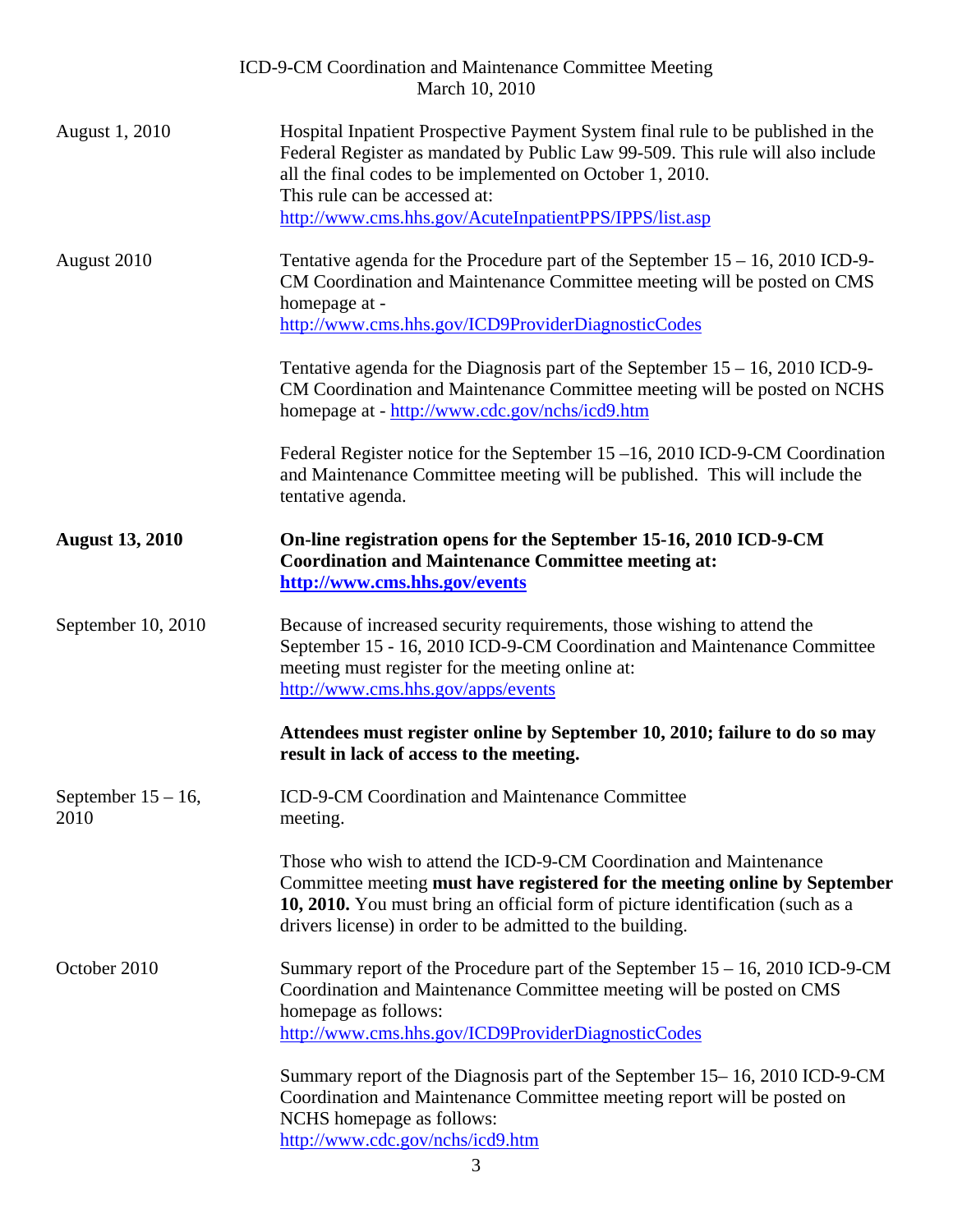| | |
|---|---|
| August 1, 2010 | Hospital Inpatient Prospective Payment System final rule to be published in the Federal Register as mandated by Public Law 99-509. This rule will also include all the final codes to be implemented on October 1, 2010.<br>This rule can be accessed at:<br>http://www.cms.hhs.gov/AcuteInpatientPPS/IPPS/list.asp |
| August 2010 | Tentative agenda for the Procedure part of the September 15 – 16, 2010 ICD-9-CM Coordination and Maintenance Committee meeting will be posted on CMS homepage at -<br>http://www.cms.hhs.gov/ICD9ProviderDiagnosticCodes<br><br>Tentative agenda for the Diagnosis part of the September 15 – 16, 2010 ICD-9-CM Coordination and Maintenance Committee meeting will be posted on NCHS homepage at - http://www.cdc.gov/nchs/icd9.htm<br><br>Federal Register notice for the September 15 –16, 2010 ICD-9-CM Coordination and Maintenance Committee meeting will be published. This will include the tentative agenda. |
| **August 13, 2010** | **On-line registration opens for the September 15-16, 2010 ICD-9-CM Coordination and Maintenance Committee meeting at: http://www.cms.hhs.gov/events** |
| September 10, 2010 | Because of increased security requirements, those wishing to attend the September 15 - 16, 2010 ICD-9-CM Coordination and Maintenance Committee meeting must register for the meeting online at:<br>http://www.cms.hhs.gov/apps/events<br><br>**Attendees must register online by September 10, 2010; failure to do so may result in lack of access to the meeting.** |
| September 15 – 16, 2010 | ICD-9-CM Coordination and Maintenance Committee meeting.<br><br>Those who wish to attend the ICD-9-CM Coordination and Maintenance Committee meeting **must have registered for the meeting online by September 10, 2010.** You must bring an official form of picture identification (such as a drivers license) in order to be admitted to the building. |
| October 2010 | Summary report of the Procedure part of the September 15 – 16, 2010 ICD-9-CM Coordination and Maintenance Committee meeting will be posted on CMS homepage as follows:<br>http://www.cms.hhs.gov/ICD9ProviderDiagnosticCodes<br><br>Summary report of the Diagnosis part of the September 15– 16, 2010 ICD-9-CM Coordination and Maintenance Committee meeting report will be posted on NCHS homepage as follows:<br>http://www.cdc.gov/nchs/icd9.htm |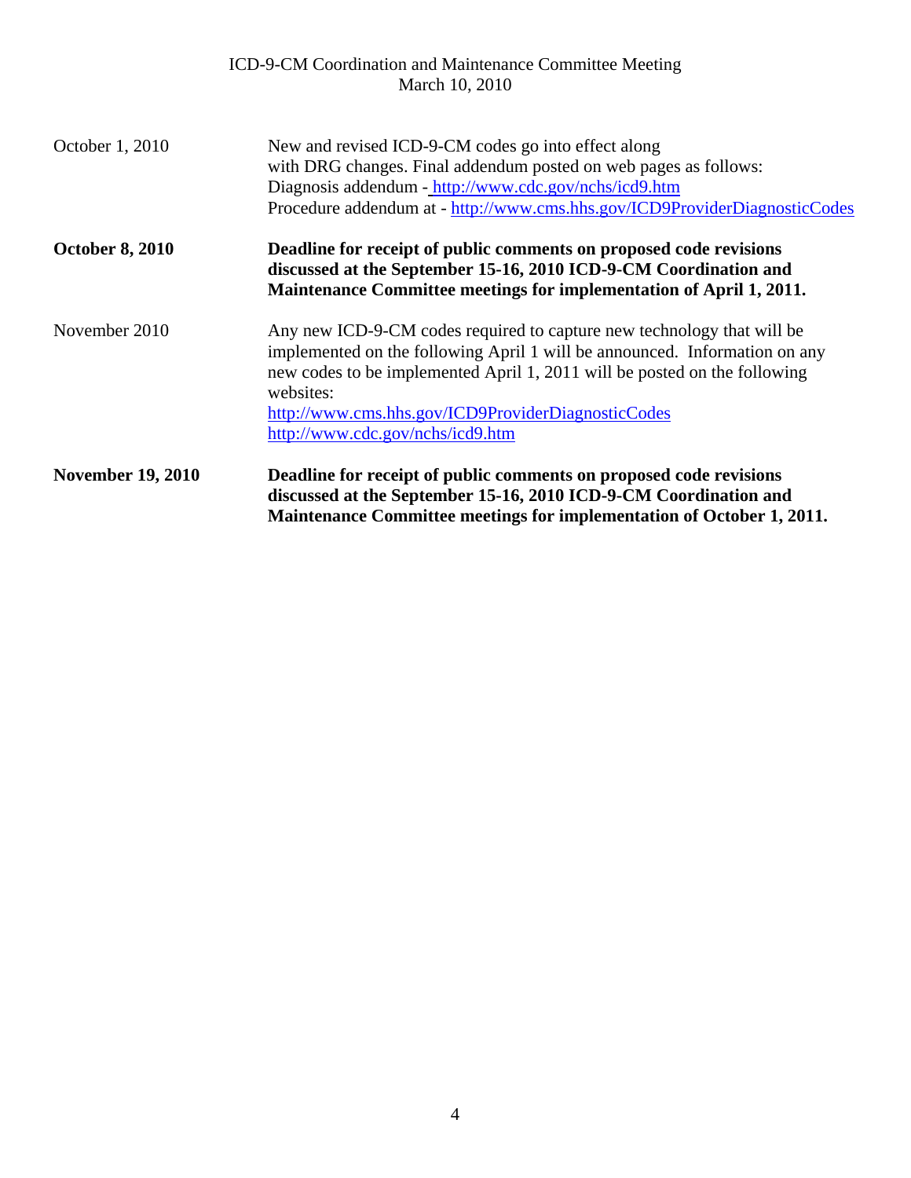| | |
|---|---|
| October 1, 2010 | New and revised ICD-9-CM codes go into effect along with DRG changes. Final addendum posted on web pages as follows: Diagnosis addendum - http://www.cdc.gov/nchs/icd9.htm Procedure addendum at - http://www.cms.hhs.gov/ICD9ProviderDiagnosticCodes |
| **October 8, 2010** | **Deadline for receipt of public comments on proposed code revisions discussed at the September 15-16, 2010 ICD-9-CM Coordination and Maintenance Committee meetings for implementation of April 1, 2011.** |
| November 2010 | Any new ICD-9-CM codes required to capture new technology that will be implemented on the following April 1 will be announced. Information on any new codes to be implemented April 1, 2011 will be posted on the following websites: http://www.cms.hhs.gov/ICD9ProviderDiagnosticCodes http://www.cdc.gov/nchs/icd9.htm |
| **November 19, 2010** | **Deadline for receipt of public comments on proposed code revisions discussed at the September 15-16, 2010 ICD-9-CM Coordination and Maintenance Committee meetings for implementation of October 1, 2011.** |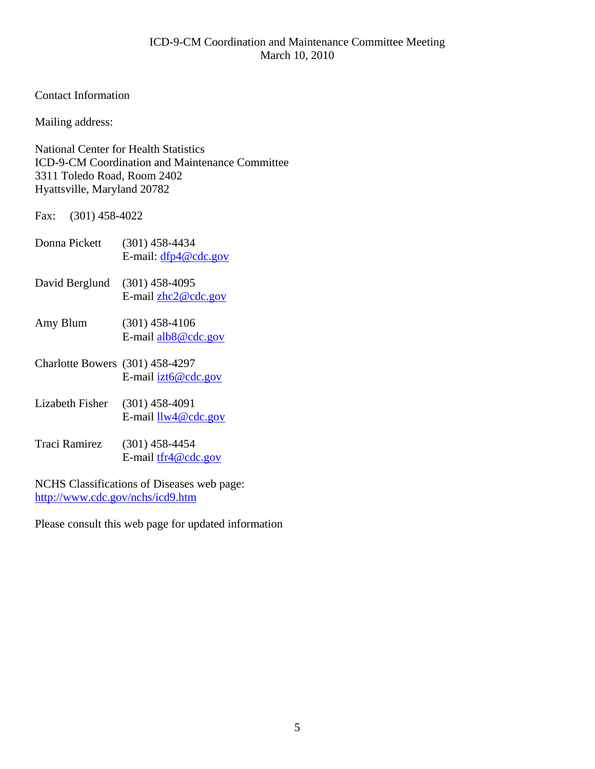ICD-9-CM Coordination and Maintenance Committee Meeting
March 10, 2010

Contact Information

Mailing address:

National Center for Health Statistics
ICD-9-CM Coordination and Maintenance Committee
3311 Toledo Road, Room 2402
Hyattsville, Maryland 20782

Fax: (301) 458-4022

Donna Pickett (301) 458-4434
E-mail: dfp4@cdc.gov

David Berglund (301) 458-4095
E-mail zhc2@cdc.gov

Amy Blum (301) 458-4106
E-mail alb8@cdc.gov

Charlotte Bowers (301) 458-4297
E-mail izt6@cdc.gov

Lizabeth Fisher (301) 458-4091
E-mail llw4@cdc.gov

Traci Ramirez (301) 458-4454
E-mail tfr4@cdc.gov

NCHS Classifications of Diseases web page:
http://www.cdc.gov/nchs/icd9.htm

Please consult this web page for updated information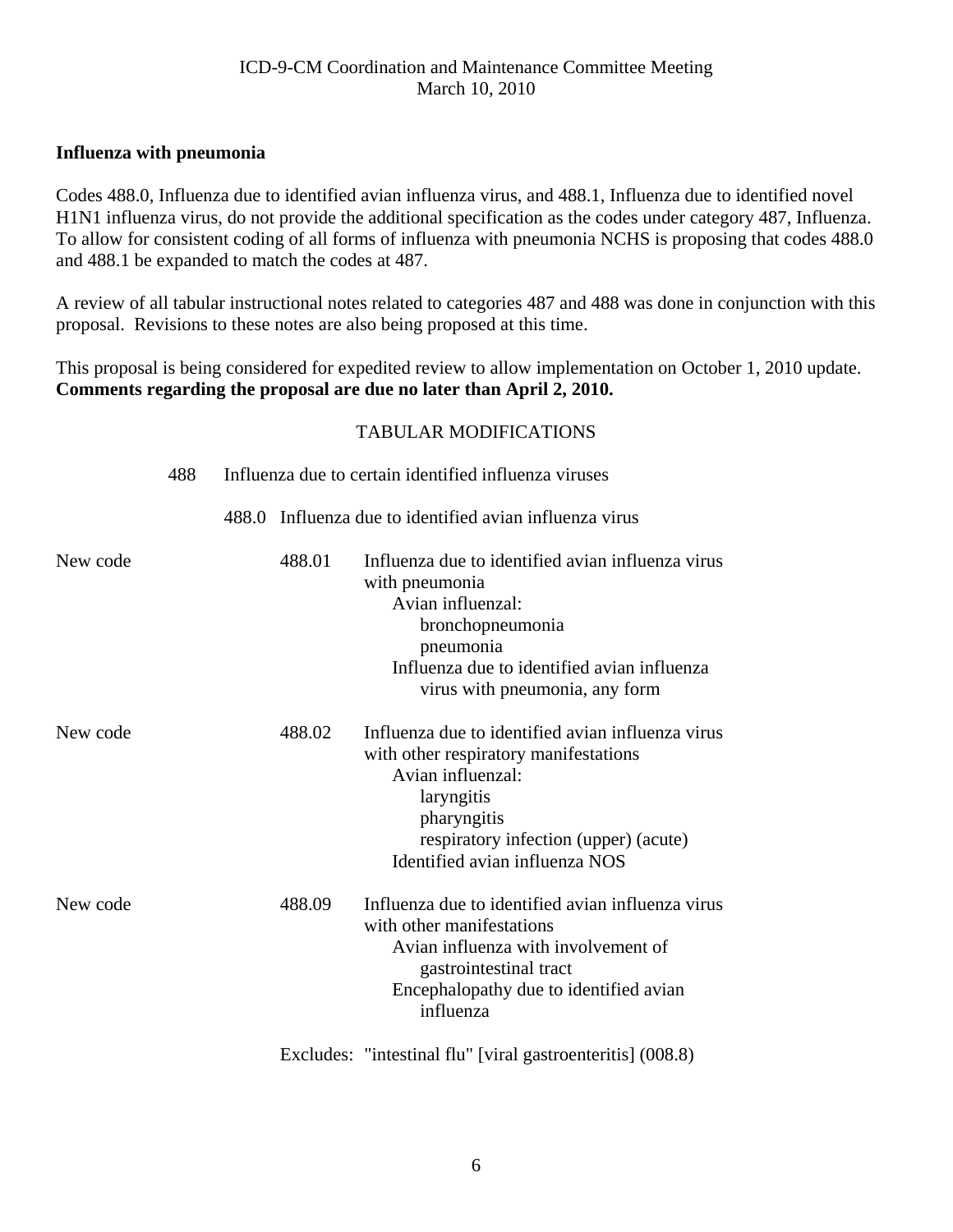**Influenza with pneumonia**

Codes 488.0, Influenza due to identified avian influenza virus, and 488.1, Influenza due to identified novel H1N1 influenza virus, do not provide the additional specification as the codes under category 487, Influenza. To allow for consistent coding of all forms of influenza with pneumonia NCHS is proposing that codes 488.0 and 488.1 be expanded to match the codes at 487.

A review of all tabular instructional notes related to categories 487 and 488 was done in conjunction with this proposal. Revisions to these notes are also being proposed at this time.

This proposal is being considered for expedited review to allow implementation on October 1, 2010 update. **Comments regarding the proposal are due no later than April 2, 2010.**

TABULAR MODIFICATIONS

488 Influenza due to certain identified influenza viruses

488.0 Influenza due to identified avian influenza virus

New code 488.01 Influenza due to identified avian influenza virus with pneumonia
- Avian influenzal:
  - bronchopneumonia
  - pneumonia
- Influenza due to identified avian influenza virus with pneumonia, any form

New code 488.02 Influenza due to identified avian influenza virus with other respiratory manifestations
- Avian influenzal:
  - laryngitis
  - pharyngitis
  - respiratory infection (upper) (acute)
- Identified avian influenza NOS

New code 488.09 Influenza due to identified avian influenza virus with other manifestations
- Avian influenza with involvement of gastrointestinal tract
- Encephalopathy due to identified avian influenza

Excludes: "intestinal flu" [viral gastroenteritis] (008.8)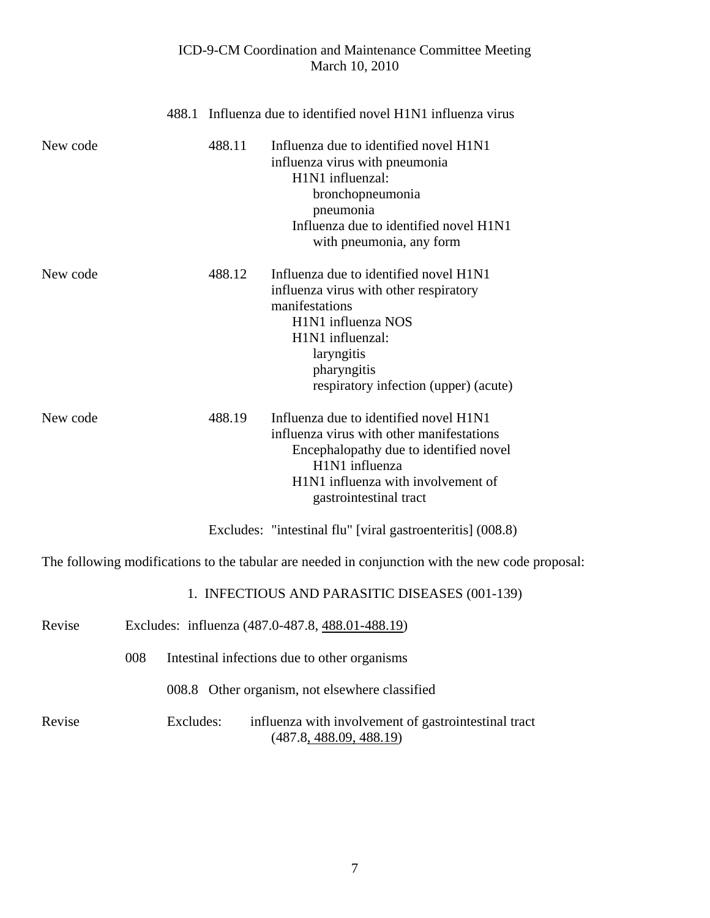488.1 Influenza due to identified novel H1N1 influenza virus

New code — 488.11 Influenza due to identified novel H1N1 influenza virus with pneumonia

H1N1 influenzal:
- bronchopneumonia
- pneumonia

Influenza due to identified novel H1N1 with pneumonia, any form

New code — 488.12 Influenza due to identified novel H1N1 influenza virus with other respiratory manifestations

H1N1 influenza NOS

H1N1 influenzal:
- laryngitis
- pharyngitis
- respiratory infection (upper) (acute)

New code — 488.19 Influenza due to identified novel H1N1 influenza virus with other manifestations

Encephalopathy due to identified novel H1N1 influenza

H1N1 influenza with involvement of gastrointestinal tract

Excludes: "intestinal flu" [viral gastroenteritis] (008.8)

The following modifications to the tabular are needed in conjunction with the new code proposal:

1. INFECTIOUS AND PARASITIC DISEASES (001-139)

Revise — Excludes: influenza (487.0-487.8, <u>488.01-488.19</u>)

008 Intestinal infections due to other organisms

008.8 Other organism, not elsewhere classified

Revise — Excludes: influenza with involvement of gastrointestinal tract (487.8<u>, 488.09, 488.19</u>)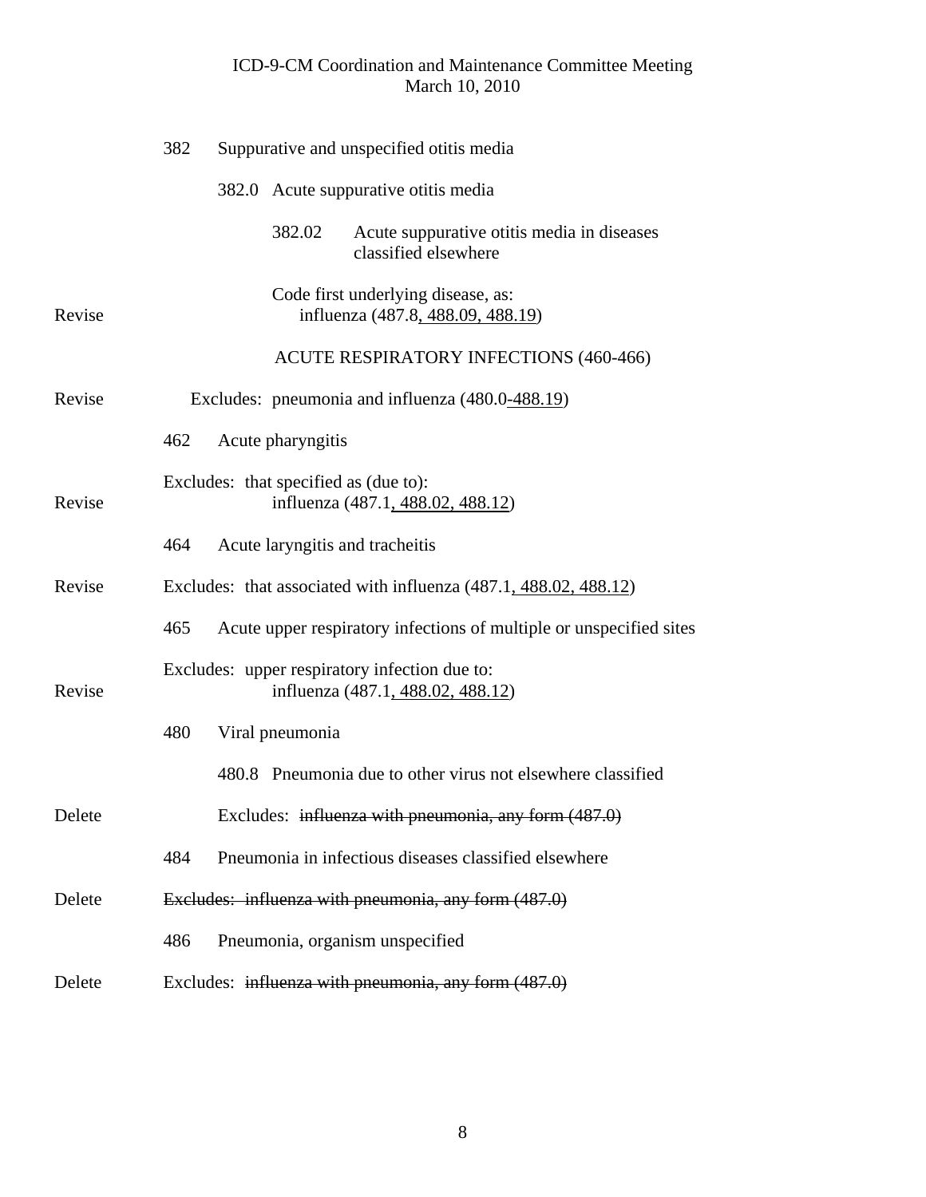382 Suppurative and unspecified otitis media

382.0 Acute suppurative otitis media

382.02 Acute suppurative otitis media in diseases classified elsewhere

Code first underlying disease, as:

Revise — influenza (487.8, 488.09, 488.19)

ACUTE RESPIRATORY INFECTIONS (460-466)

Revise — Excludes: pneumonia and influenza (480.0-488.19)

462 Acute pharyngitis

Excludes: that specified as (due to):

Revise — influenza (487.1, 488.02, 488.12)

464 Acute laryngitis and tracheitis

Revise — Excludes: that associated with influenza (487.1, 488.02, 488.12)

465 Acute upper respiratory infections of multiple or unspecified sites

Excludes: upper respiratory infection due to:

Revise — influenza (487.1, 488.02, 488.12)

480 Viral pneumonia

480.8 Pneumonia due to other virus not elsewhere classified

Delete — Excludes: ~~influenza with pneumonia, any form (487.0)~~

484 Pneumonia in infectious diseases classified elsewhere

Delete — ~~Excludes: influenza with pneumonia, any form (487.0)~~

486 Pneumonia, organism unspecified

Delete — Excludes: ~~influenza with pneumonia, any form (487.0)~~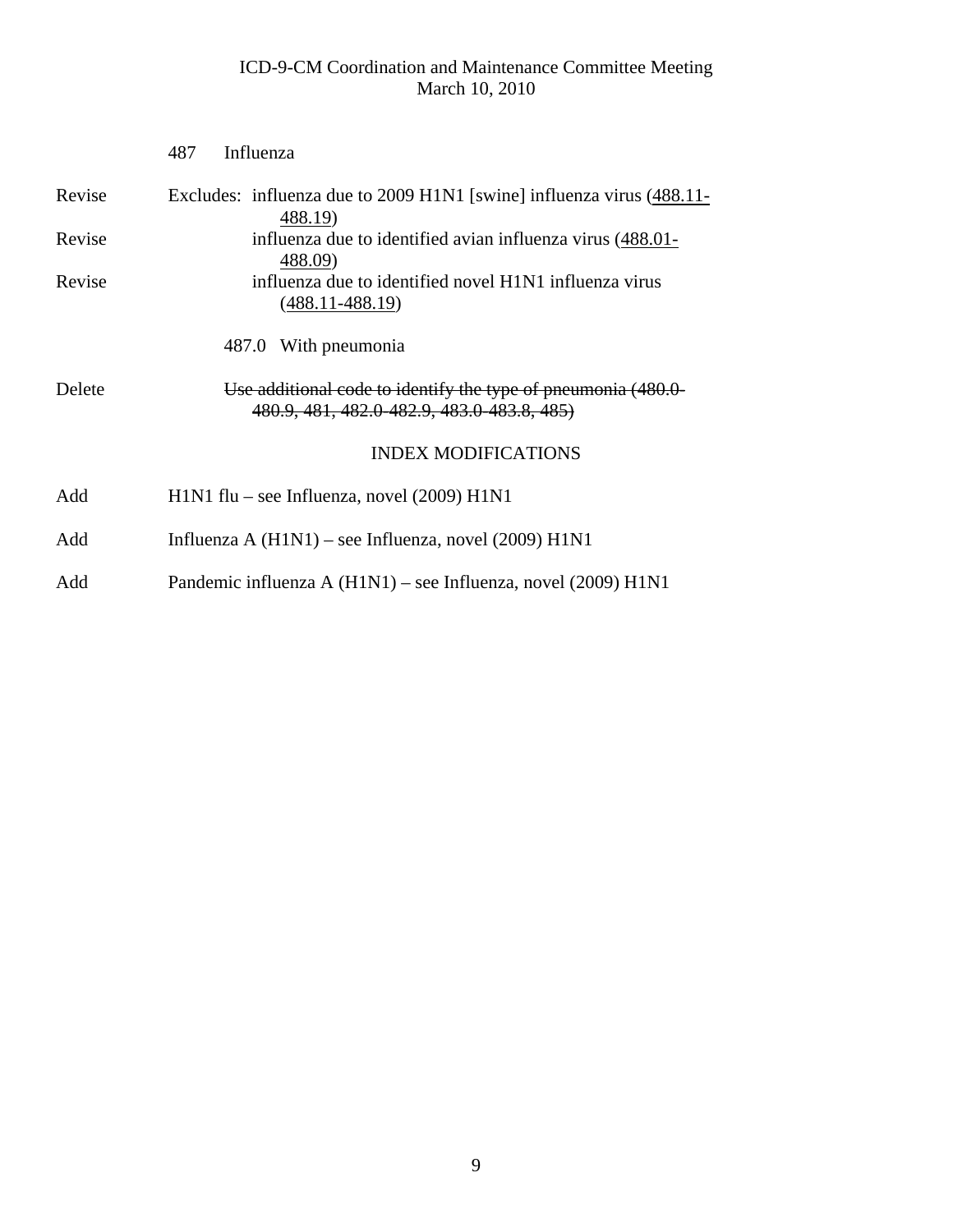487 Influenza

| | |
|---|---|
| Revise | Excludes: influenza due to 2009 H1N1 [swine] influenza virus (<u>488.11-488.19</u>) |
| Revise | influenza due to identified avian influenza virus (<u>488.01-488.09</u>) |
| Revise | influenza due to identified novel H1N1 influenza virus (<u>488.11-488.19</u>) |

487.0 With pneumonia

| | |
|---|---|
| Delete | ~~Use additional code to identify the type of pneumonia (480.0-480.9, 481, 482.0-482.9, 483.0-483.8, 485)~~ |

## INDEX MODIFICATIONS

| | |
|---|---|
| Add | H1N1 flu – see Influenza, novel (2009) H1N1 |
| Add | Influenza A (H1N1) – see Influenza, novel (2009) H1N1 |
| Add | Pandemic influenza A (H1N1) – see Influenza, novel (2009) H1N1 |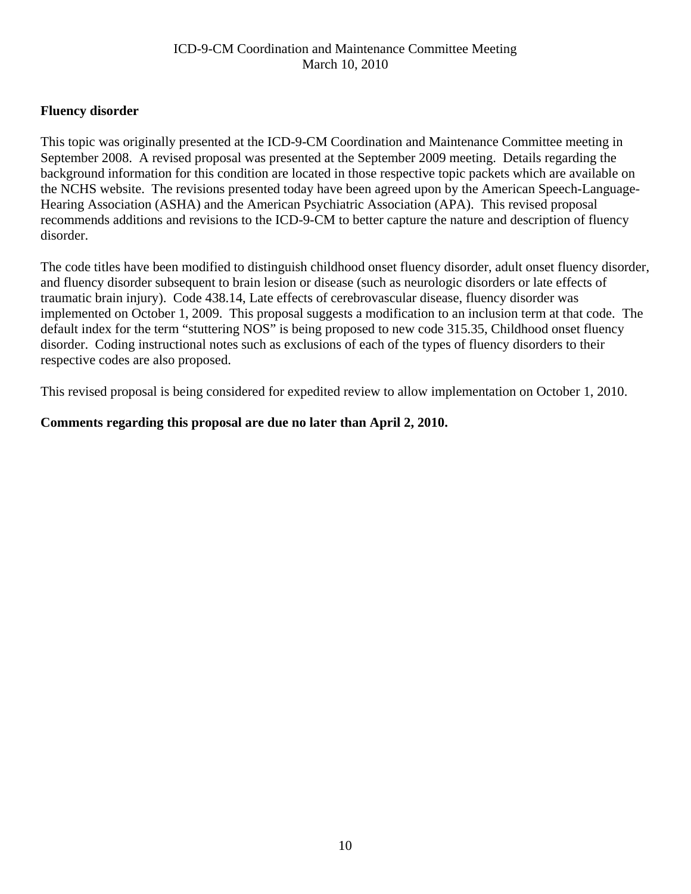## Fluency disorder

This topic was originally presented at the ICD-9-CM Coordination and Maintenance Committee meeting in September 2008. A revised proposal was presented at the September 2009 meeting. Details regarding the background information for this condition are located in those respective topic packets which are available on the NCHS website. The revisions presented today have been agreed upon by the American Speech-Language-Hearing Association (ASHA) and the American Psychiatric Association (APA). This revised proposal recommends additions and revisions to the ICD-9-CM to better capture the nature and description of fluency disorder.

The code titles have been modified to distinguish childhood onset fluency disorder, adult onset fluency disorder, and fluency disorder subsequent to brain lesion or disease (such as neurologic disorders or late effects of traumatic brain injury). Code 438.14, Late effects of cerebrovascular disease, fluency disorder was implemented on October 1, 2009. This proposal suggests a modification to an inclusion term at that code. The default index for the term "stuttering NOS" is being proposed to new code 315.35, Childhood onset fluency disorder. Coding instructional notes such as exclusions of each of the types of fluency disorders to their respective codes are also proposed.

This revised proposal is being considered for expedited review to allow implementation on October 1, 2010.

**Comments regarding this proposal are due no later than April 2, 2010.**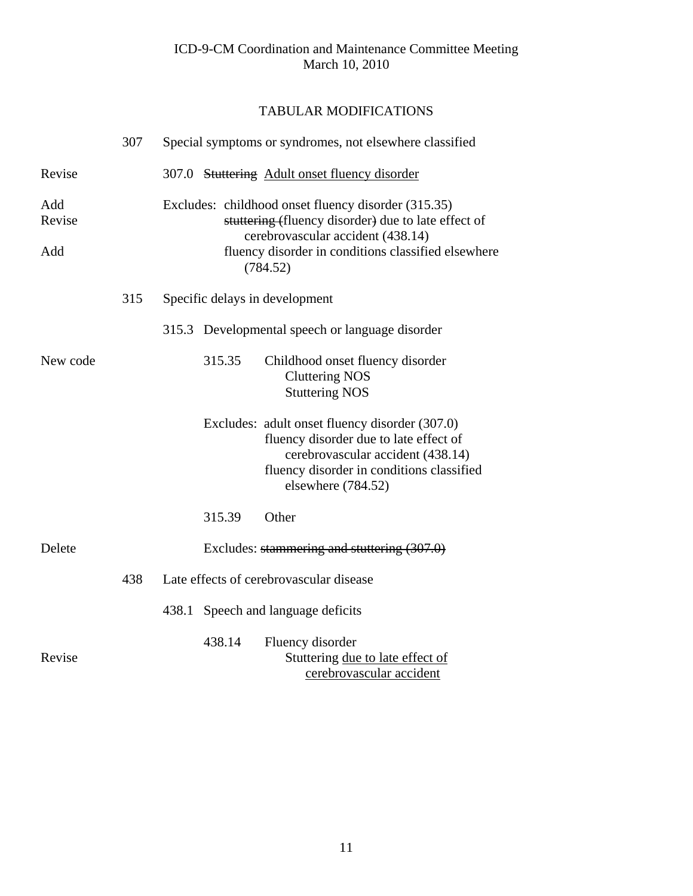ICD-9-CM Coordination and Maintenance Committee Meeting
March 10, 2010

## TABULAR MODIFICATIONS

| | | |
|---|---|---|
| | 307 | Special symptoms or syndromes, not elsewhere classified |
| Revise | | 307.0 ~~Stuttering~~ <u>Adult onset fluency disorder</u> |
| Add | | Excludes: childhood onset fluency disorder (315.35) |
| Revise | | ~~stuttering (~~fluency disorder~~)~~ due to late effect of cerebrovascular accident (438.14) |
| Add | | fluency disorder in conditions classified elsewhere (784.52) |
| | 315 | Specific delays in development |
| | | 315.3 Developmental speech or language disorder |
| New code | | 315.35 Childhood onset fluency disorder<br>Cluttering NOS<br>Stuttering NOS |
| | | Excludes: adult onset fluency disorder (307.0)<br>fluency disorder due to late effect of cerebrovascular accident (438.14)<br>fluency disorder in conditions classified elsewhere (784.52) |
| | | 315.39 Other |
| Delete | | Excludes: ~~stammering and stuttering (307.0)~~ |
| | 438 | Late effects of cerebrovascular disease |
| | | 438.1 Speech and language deficits |
| | | 438.14 Fluency disorder |
| Revise | | Stuttering <u>due to late effect of cerebrovascular accident</u> |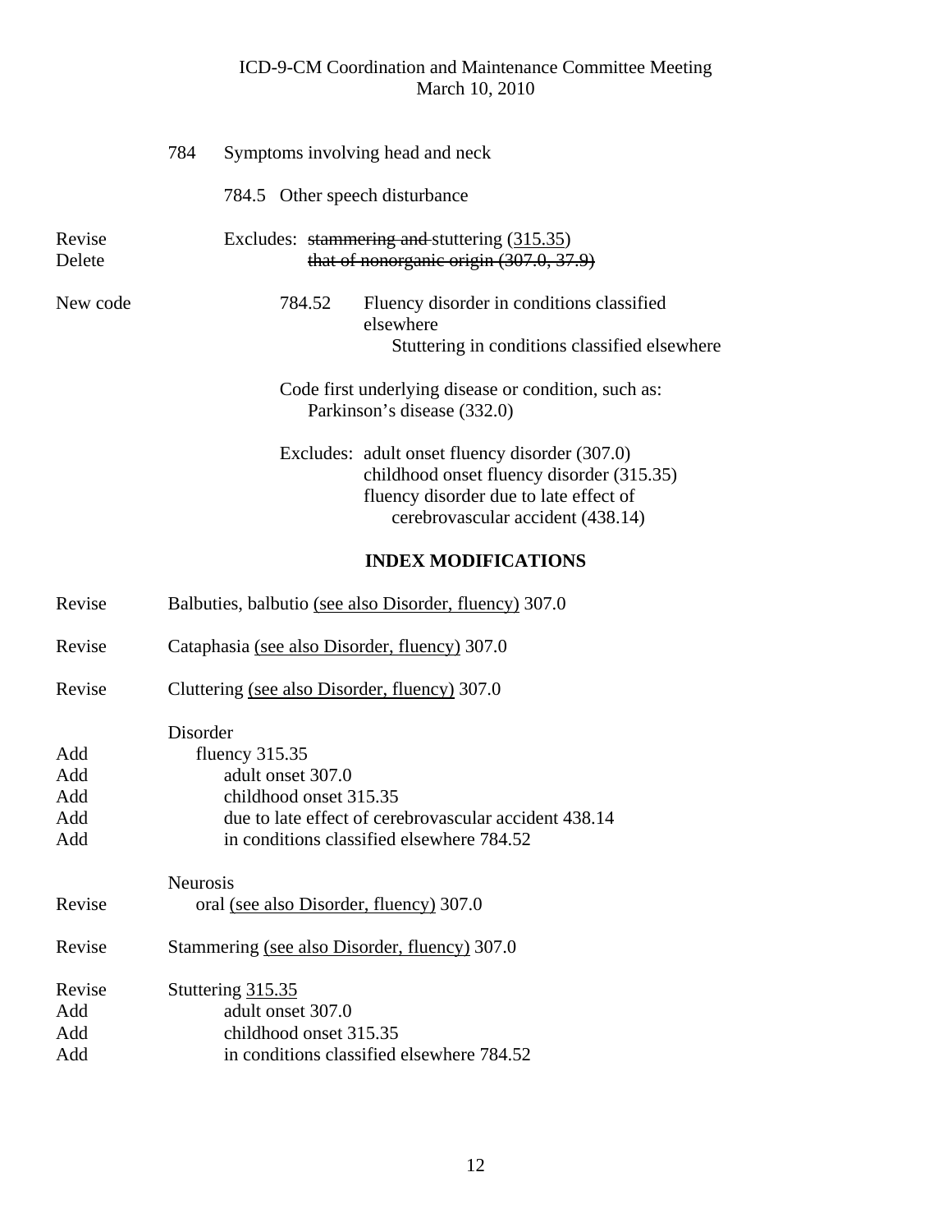784 Symptoms involving head and neck

784.5 Other speech disturbance

Revise — Excludes: ~~stammering and~~ stuttering (<u>315.35</u>)

Delete — ~~that of nonorganic origin (307.0, 37.9)~~

New code — 784.52 Fluency disorder in conditions classified elsewhere
    Stuttering in conditions classified elsewhere

Code first underlying disease or condition, such as:
    Parkinson's disease (332.0)

Excludes: adult onset fluency disorder (307.0)
    childhood onset fluency disorder (315.35)
    fluency disorder due to late effect of cerebrovascular accident (438.14)

## INDEX MODIFICATIONS

Revise — Balbuties, balbutio <u>(see also Disorder, fluency)</u> 307.0

Revise — Cataphasia <u>(see also Disorder, fluency)</u> 307.0

Revise — Cluttering <u>(see also Disorder, fluency)</u> 307.0

Disorder
- Add — fluency 315.35
- Add — adult onset 307.0
- Add — childhood onset 315.35
- Add — due to late effect of cerebrovascular accident 438.14
- Add — in conditions classified elsewhere 784.52

Neurosis
- Revise — oral <u>(see also Disorder, fluency)</u> 307.0

Revise — Stammering <u>(see also Disorder, fluency)</u> 307.0

Revise — Stuttering <u>315.35</u>
- Add — adult onset 307.0
- Add — childhood onset 315.35
- Add — in conditions classified elsewhere 784.52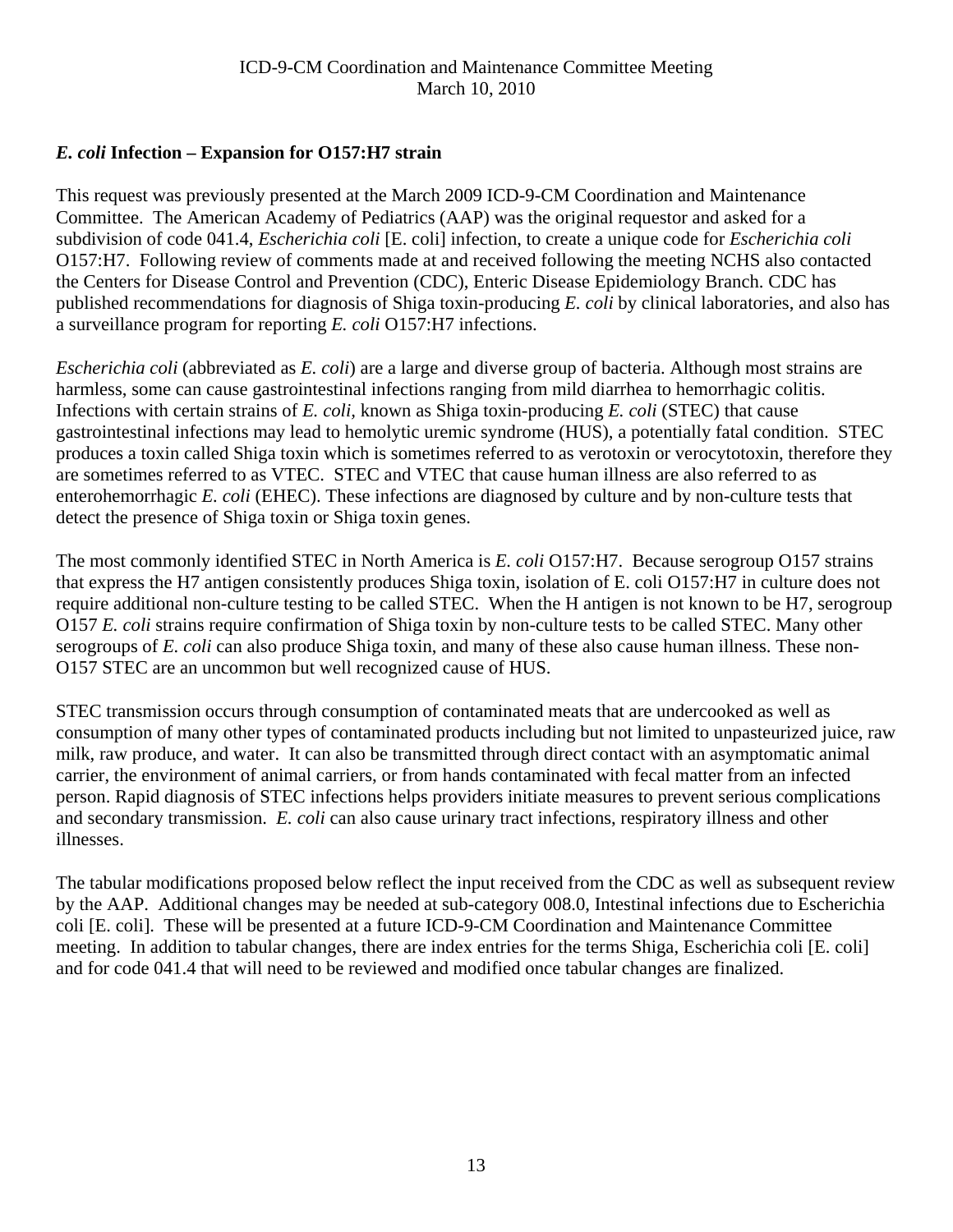## *E. coli* Infection – Expansion for O157:H7 strain

This request was previously presented at the March 2009 ICD-9-CM Coordination and Maintenance Committee. The American Academy of Pediatrics (AAP) was the original requestor and asked for a subdivision of code 041.4, *Escherichia coli* [E. coli] infection, to create a unique code for *Escherichia coli* O157:H7. Following review of comments made at and received following the meeting NCHS also contacted the Centers for Disease Control and Prevention (CDC), Enteric Disease Epidemiology Branch. CDC has published recommendations for diagnosis of Shiga toxin-producing *E. coli* by clinical laboratories, and also has a surveillance program for reporting *E. coli* O157:H7 infections.

*Escherichia coli* (abbreviated as *E. coli*) are a large and diverse group of bacteria. Although most strains are harmless, some can cause gastrointestinal infections ranging from mild diarrhea to hemorrhagic colitis. Infections with certain strains of *E. coli*, known as Shiga toxin-producing *E. coli* (STEC) that cause gastrointestinal infections may lead to hemolytic uremic syndrome (HUS), a potentially fatal condition. STEC produces a toxin called Shiga toxin which is sometimes referred to as verotoxin or verocytotoxin, therefore they are sometimes referred to as VTEC. STEC and VTEC that cause human illness are also referred to as enterohemorrhagic *E. coli* (EHEC). These infections are diagnosed by culture and by non-culture tests that detect the presence of Shiga toxin or Shiga toxin genes.

The most commonly identified STEC in North America is *E. coli* O157:H7. Because serogroup O157 strains that express the H7 antigen consistently produces Shiga toxin, isolation of E. coli O157:H7 in culture does not require additional non-culture testing to be called STEC. When the H antigen is not known to be H7, serogroup O157 *E. coli* strains require confirmation of Shiga toxin by non-culture tests to be called STEC. Many other serogroups of *E. coli* can also produce Shiga toxin, and many of these also cause human illness. These non-O157 STEC are an uncommon but well recognized cause of HUS.

STEC transmission occurs through consumption of contaminated meats that are undercooked as well as consumption of many other types of contaminated products including but not limited to unpasteurized juice, raw milk, raw produce, and water. It can also be transmitted through direct contact with an asymptomatic animal carrier, the environment of animal carriers, or from hands contaminated with fecal matter from an infected person. Rapid diagnosis of STEC infections helps providers initiate measures to prevent serious complications and secondary transmission. *E. coli* can also cause urinary tract infections, respiratory illness and other illnesses.

The tabular modifications proposed below reflect the input received from the CDC as well as subsequent review by the AAP. Additional changes may be needed at sub-category 008.0, Intestinal infections due to Escherichia coli [E. coli]. These will be presented at a future ICD-9-CM Coordination and Maintenance Committee meeting. In addition to tabular changes, there are index entries for the terms Shiga, Escherichia coli [E. coli] and for code 041.4 that will need to be reviewed and modified once tabular changes are finalized.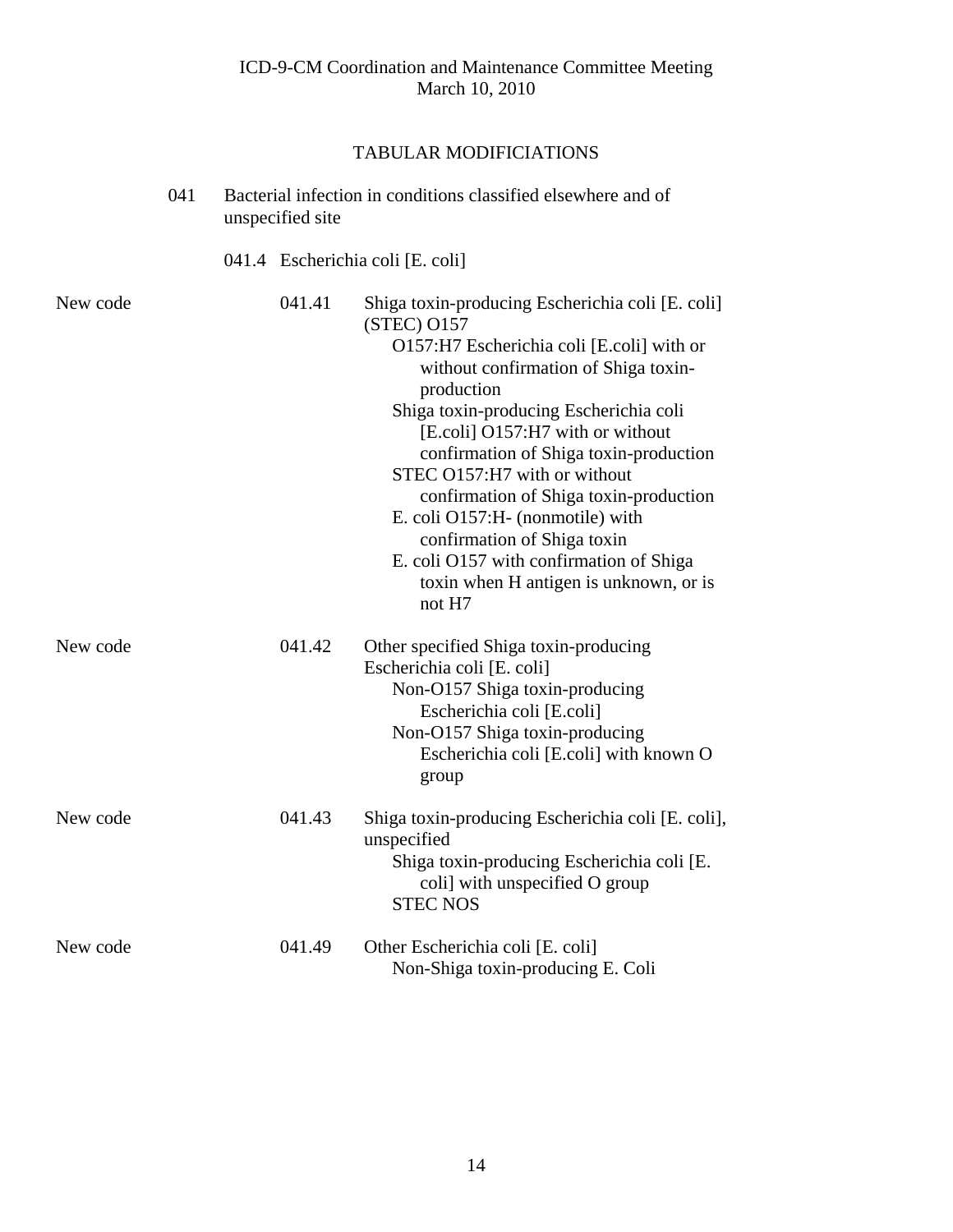## TABULAR MODIFICIATIONS

041 Bacterial infection in conditions classified elsewhere and of unspecified site

041.4 Escherichia coli [E. coli]

New code 041.41 Shiga toxin-producing Escherichia coli [E. coli] (STEC) O157

- O157:H7 Escherichia coli [E.coli] with or without confirmation of Shiga toxin-production
- Shiga toxin-producing Escherichia coli [E.coli] O157:H7 with or without confirmation of Shiga toxin-production
- STEC O157:H7 with or without confirmation of Shiga toxin-production
- E. coli O157:H- (nonmotile) with confirmation of Shiga toxin
- E. coli O157 with confirmation of Shiga toxin when H antigen is unknown, or is not H7

New code 041.42 Other specified Shiga toxin-producing Escherichia coli [E. coli]

- Non-O157 Shiga toxin-producing Escherichia coli [E.coli]
- Non-O157 Shiga toxin-producing Escherichia coli [E.coli] with known O group

New code 041.43 Shiga toxin-producing Escherichia coli [E. coli], unspecified

- Shiga toxin-producing Escherichia coli [E. coli] with unspecified O group
- STEC NOS

New code 041.49 Other Escherichia coli [E. coli]

- Non-Shiga toxin-producing E. Coli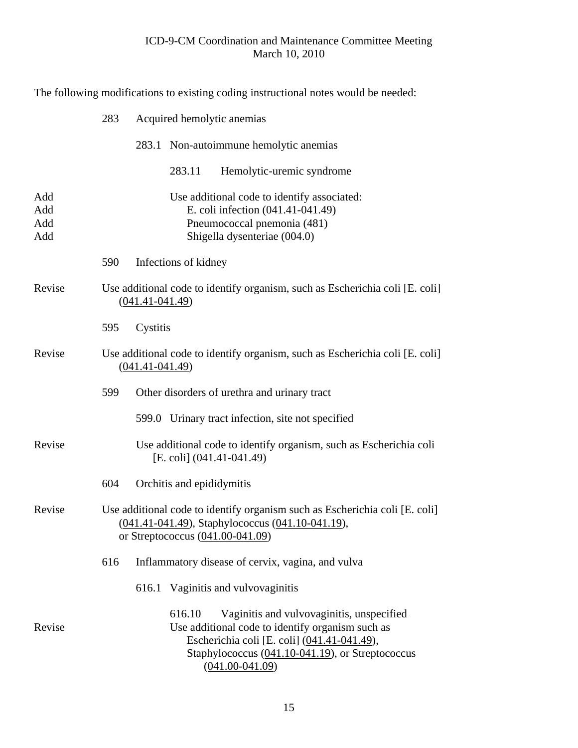The following modifications to existing coding instructional notes would be needed:

283 Acquired hemolytic anemias

283.1 Non-autoimmune hemolytic anemias

283.11 Hemolytic-uremic syndrome

| | |
|---|---|
| Add | Use additional code to identify associated: |
| Add | E. coli infection (041.41-041.49) |
| Add | Pneumococcal pnemonia (481) |
| Add | Shigella dysenteriae (004.0) |

590 Infections of kidney

| | |
|---|---|
| Revise | Use additional code to identify organism, such as Escherichia coli [E. coli] (<u>041.41-041.49</u>) |

595 Cystitis

| | |
|---|---|
| Revise | Use additional code to identify organism, such as Escherichia coli [E. coli] (<u>041.41-041.49</u>) |

599 Other disorders of urethra and urinary tract

599.0 Urinary tract infection, site not specified

| | |
|---|---|
| Revise | Use additional code to identify organism, such as Escherichia coli [E. coli] (<u>041.41-041.49</u>) |

604 Orchitis and epididymitis

| | |
|---|---|
| Revise | Use additional code to identify organism such as Escherichia coli [E. coli] (<u>041.41-041.49</u>), Staphylococcus (<u>041.10-041.19</u>), or Streptococcus (<u>041.00-041.09</u>) |

616 Inflammatory disease of cervix, vagina, and vulva

616.1 Vaginitis and vulvovaginitis

616.10 Vaginitis and vulvovaginitis, unspecified

| | |
|---|---|
| Revise | Use additional code to identify organism such as Escherichia coli [E. coli] (<u>041.41-041.49</u>), Staphylococcus (<u>041.10-041.19</u>), or Streptococcus (<u>041.00-041.09</u>) |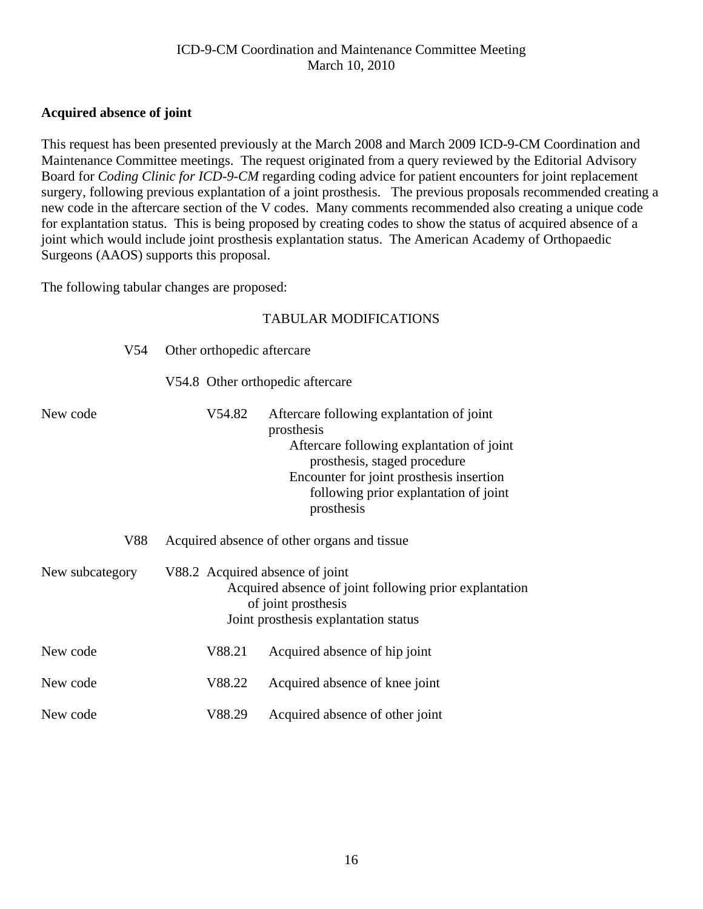## Acquired absence of joint

This request has been presented previously at the March 2008 and March 2009 ICD-9-CM Coordination and Maintenance Committee meetings. The request originated from a query reviewed by the Editorial Advisory Board for *Coding Clinic for ICD-9-CM* regarding coding advice for patient encounters for joint replacement surgery, following previous explantation of a joint prosthesis. The previous proposals recommended creating a new code in the aftercare section of the V codes. Many comments recommended also creating a unique code for explantation status. This is being proposed by creating codes to show the status of acquired absence of a joint which would include joint prosthesis explantation status. The American Academy of Orthopaedic Surgeons (AAOS) supports this proposal.

The following tabular changes are proposed:

TABULAR MODIFICATIONS

V54 Other orthopedic aftercare

V54.8 Other orthopedic aftercare

New code — V54.82 Aftercare following explantation of joint prosthesis
- Aftercare following explantation of joint prosthesis, staged procedure
- Encounter for joint prosthesis insertion following prior explantation of joint prosthesis

V88 Acquired absence of other organs and tissue

New subcategory — V88.2 Acquired absence of joint
- Acquired absence of joint following prior explantation of joint prosthesis
- Joint prosthesis explantation status

New code — V88.21 Acquired absence of hip joint

New code — V88.22 Acquired absence of knee joint

New code — V88.29 Acquired absence of other joint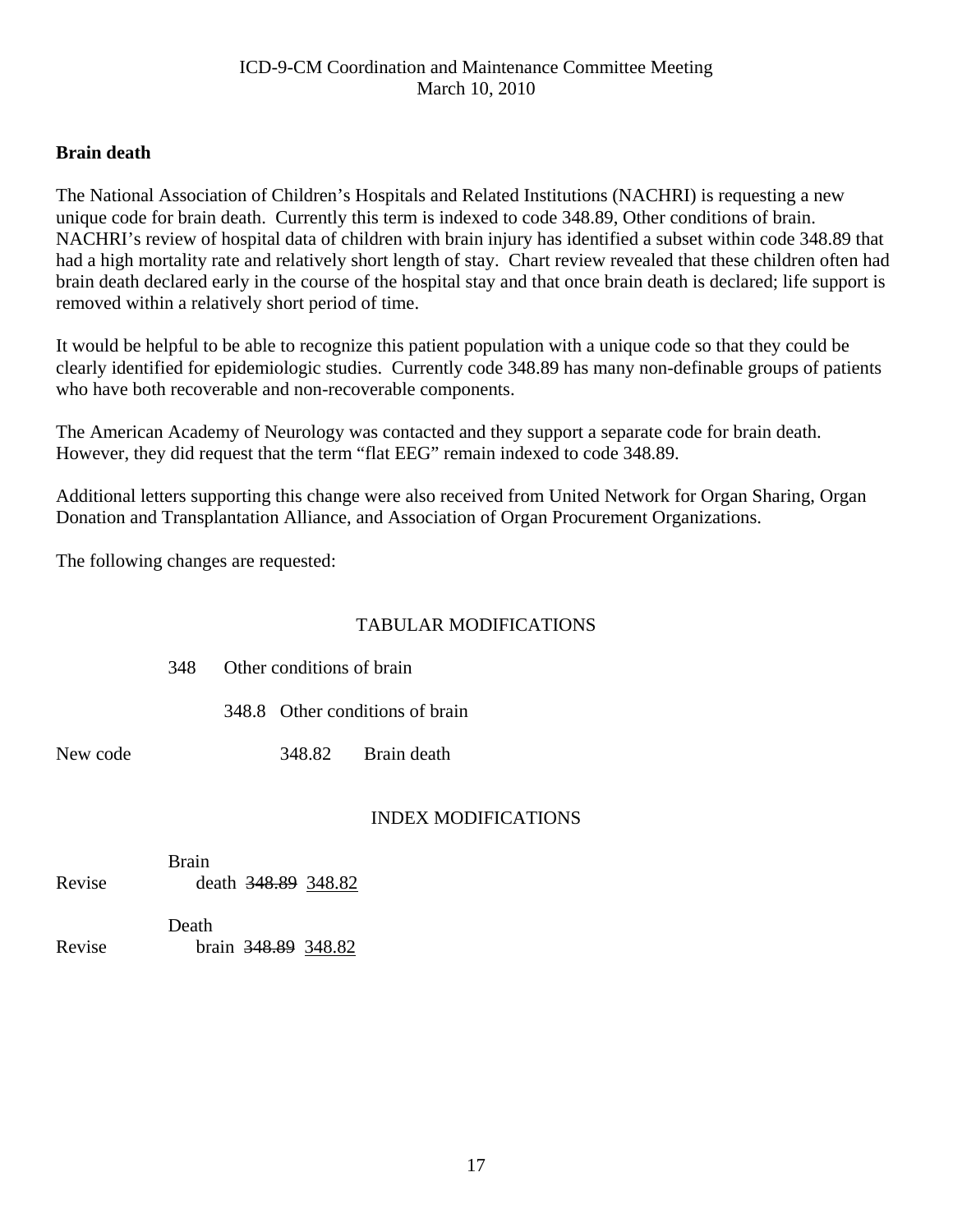## Brain death

The National Association of Children's Hospitals and Related Institutions (NACHRI) is requesting a new unique code for brain death. Currently this term is indexed to code 348.89, Other conditions of brain. NACHRI's review of hospital data of children with brain injury has identified a subset within code 348.89 that had a high mortality rate and relatively short length of stay. Chart review revealed that these children often had brain death declared early in the course of the hospital stay and that once brain death is declared; life support is removed within a relatively short period of time.

It would be helpful to be able to recognize this patient population with a unique code so that they could be clearly identified for epidemiologic studies. Currently code 348.89 has many non-definable groups of patients who have both recoverable and non-recoverable components.

The American Academy of Neurology was contacted and they support a separate code for brain death. However, they did request that the term "flat EEG" remain indexed to code 348.89.

Additional letters supporting this change were also received from United Network for Organ Sharing, Organ Donation and Transplantation Alliance, and Association of Organ Procurement Organizations.

The following changes are requested:

### TABULAR MODIFICATIONS

348 Other conditions of brain

348.8 Other conditions of brain

New code — 348.82 Brain death

### INDEX MODIFICATIONS

Brain

Revise — death ~~348.89~~ 348.82

Death

Revise — brain ~~348.89~~ 348.82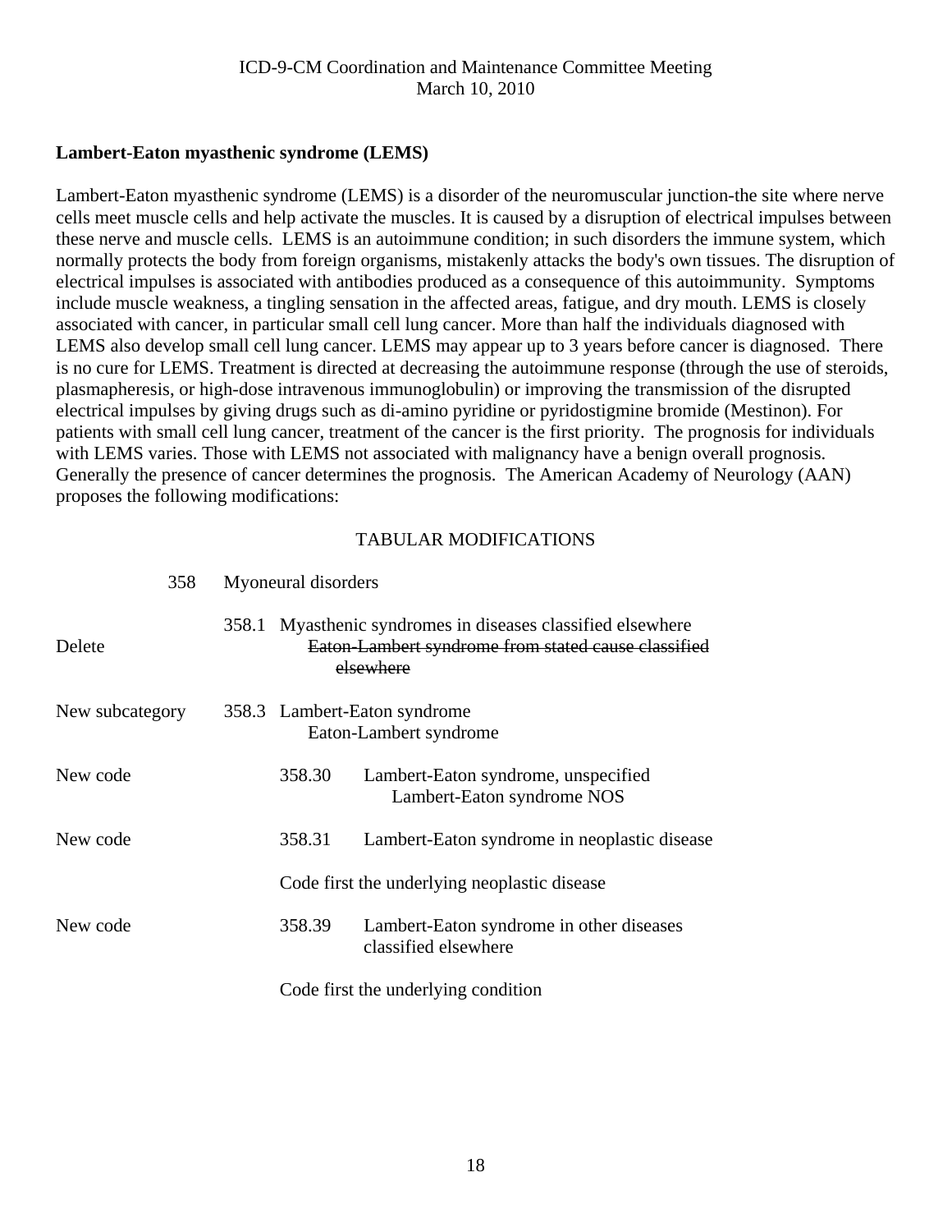**Lambert-Eaton myasthenic syndrome (LEMS)**

Lambert-Eaton myasthenic syndrome (LEMS) is a disorder of the neuromuscular junction-the site where nerve cells meet muscle cells and help activate the muscles. It is caused by a disruption of electrical impulses between these nerve and muscle cells. LEMS is an autoimmune condition; in such disorders the immune system, which normally protects the body from foreign organisms, mistakenly attacks the body's own tissues. The disruption of electrical impulses is associated with antibodies produced as a consequence of this autoimmunity. Symptoms include muscle weakness, a tingling sensation in the affected areas, fatigue, and dry mouth. LEMS is closely associated with cancer, in particular small cell lung cancer. More than half the individuals diagnosed with LEMS also develop small cell lung cancer. LEMS may appear up to 3 years before cancer is diagnosed. There is no cure for LEMS. Treatment is directed at decreasing the autoimmune response (through the use of steroids, plasmapheresis, or high-dose intravenous immunoglobulin) or improving the transmission of the disrupted electrical impulses by giving drugs such as di-amino pyridine or pyridostigmine bromide (Mestinon). For patients with small cell lung cancer, treatment of the cancer is the first priority. The prognosis for individuals with LEMS varies. Those with LEMS not associated with malignancy have a benign overall prognosis. Generally the presence of cancer determines the prognosis. The American Academy of Neurology (AAN) proposes the following modifications:

TABULAR MODIFICATIONS

| | | |
|---|---|---|
| | 358 | Myoneural disorders |
| Delete | 358.1 | Myasthenic syndromes in diseases classified elsewhere<br>~~Eaton-Lambert syndrome from stated cause classified elsewhere~~ |
| New subcategory | 358.3 | Lambert-Eaton syndrome<br>Eaton-Lambert syndrome |
| New code | 358.30 | Lambert-Eaton syndrome, unspecified<br>Lambert-Eaton syndrome NOS |
| New code | 358.31 | Lambert-Eaton syndrome in neoplastic disease<br><br>Code first the underlying neoplastic disease |
| New code | 358.39 | Lambert-Eaton syndrome in other diseases classified elsewhere<br><br>Code first the underlying condition |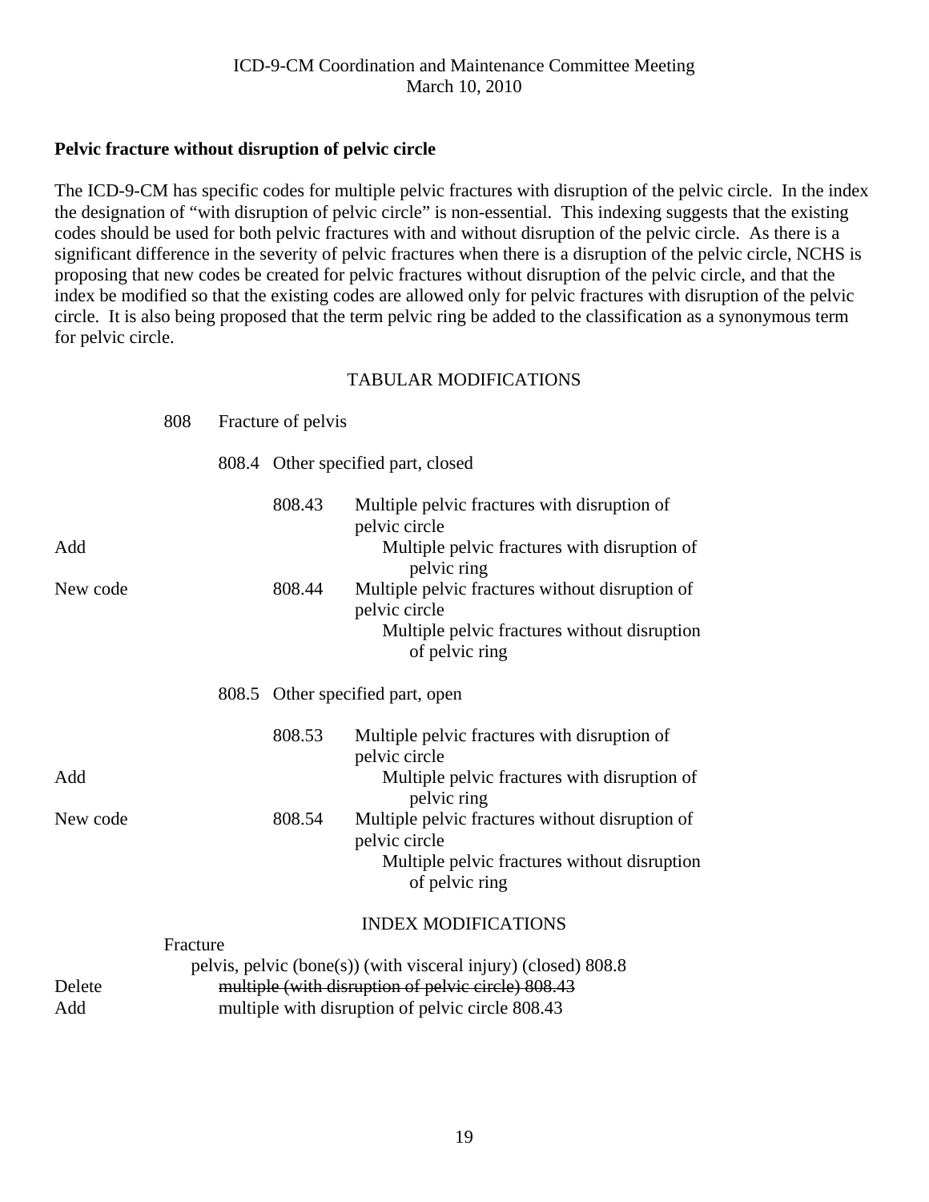**Pelvic fracture without disruption of pelvic circle**

The ICD-9-CM has specific codes for multiple pelvic fractures with disruption of the pelvic circle. In the index the designation of "with disruption of pelvic circle" is non-essential. This indexing suggests that the existing codes should be used for both pelvic fractures with and without disruption of the pelvic circle. As there is a significant difference in the severity of pelvic fractures when there is a disruption of the pelvic circle, NCHS is proposing that new codes be created for pelvic fractures without disruption of the pelvic circle, and that the index be modified so that the existing codes are allowed only for pelvic fractures with disruption of the pelvic circle. It is also being proposed that the term pelvic ring be added to the classification as a synonymous term for pelvic circle.

TABULAR MODIFICATIONS

808 Fracture of pelvis

808.4 Other specified part, closed

808.43 Multiple pelvic fractures with disruption of pelvic circle

Add — Multiple pelvic fractures with disruption of pelvic ring

New code — 808.44 Multiple pelvic fractures without disruption of pelvic circle
Multiple pelvic fractures without disruption of pelvic ring

808.5 Other specified part, open

808.53 Multiple pelvic fractures with disruption of pelvic circle

Add — Multiple pelvic fractures with disruption of pelvic ring

New code — 808.54 Multiple pelvic fractures without disruption of pelvic circle
Multiple pelvic fractures without disruption of pelvic ring

INDEX MODIFICATIONS

Fracture
pelvis, pelvic (bone(s)) (with visceral injury) (closed) 808.8

Delete — ~~multiple (with disruption of pelvic circle) 808.43~~

Add — multiple with disruption of pelvic circle 808.43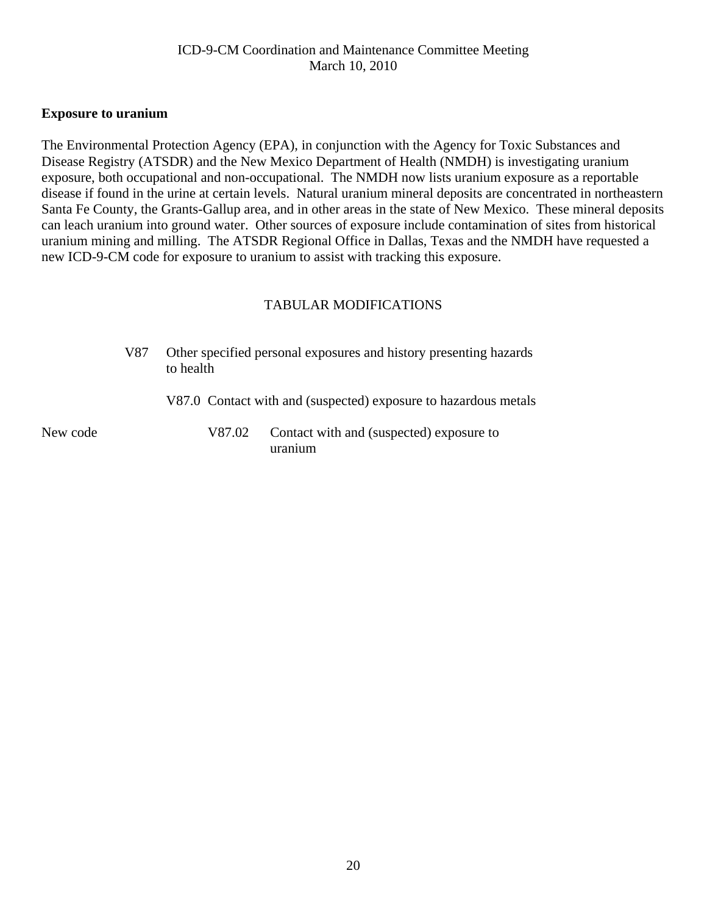**Exposure to uranium**

The Environmental Protection Agency (EPA), in conjunction with the Agency for Toxic Substances and Disease Registry (ATSDR) and the New Mexico Department of Health (NMDH) is investigating uranium exposure, both occupational and non-occupational. The NMDH now lists uranium exposure as a reportable disease if found in the urine at certain levels. Natural uranium mineral deposits are concentrated in northeastern Santa Fe County, the Grants-Gallup area, and in other areas in the state of New Mexico. These mineral deposits can leach uranium into ground water. Other sources of exposure include contamination of sites from historical uranium mining and milling. The ATSDR Regional Office in Dallas, Texas and the NMDH have requested a new ICD-9-CM code for exposure to uranium to assist with tracking this exposure.

TABULAR MODIFICATIONS

V87 Other specified personal exposures and history presenting hazards to health

V87.0 Contact with and (suspected) exposure to hazardous metals

New code V87.02 Contact with and (suspected) exposure to uranium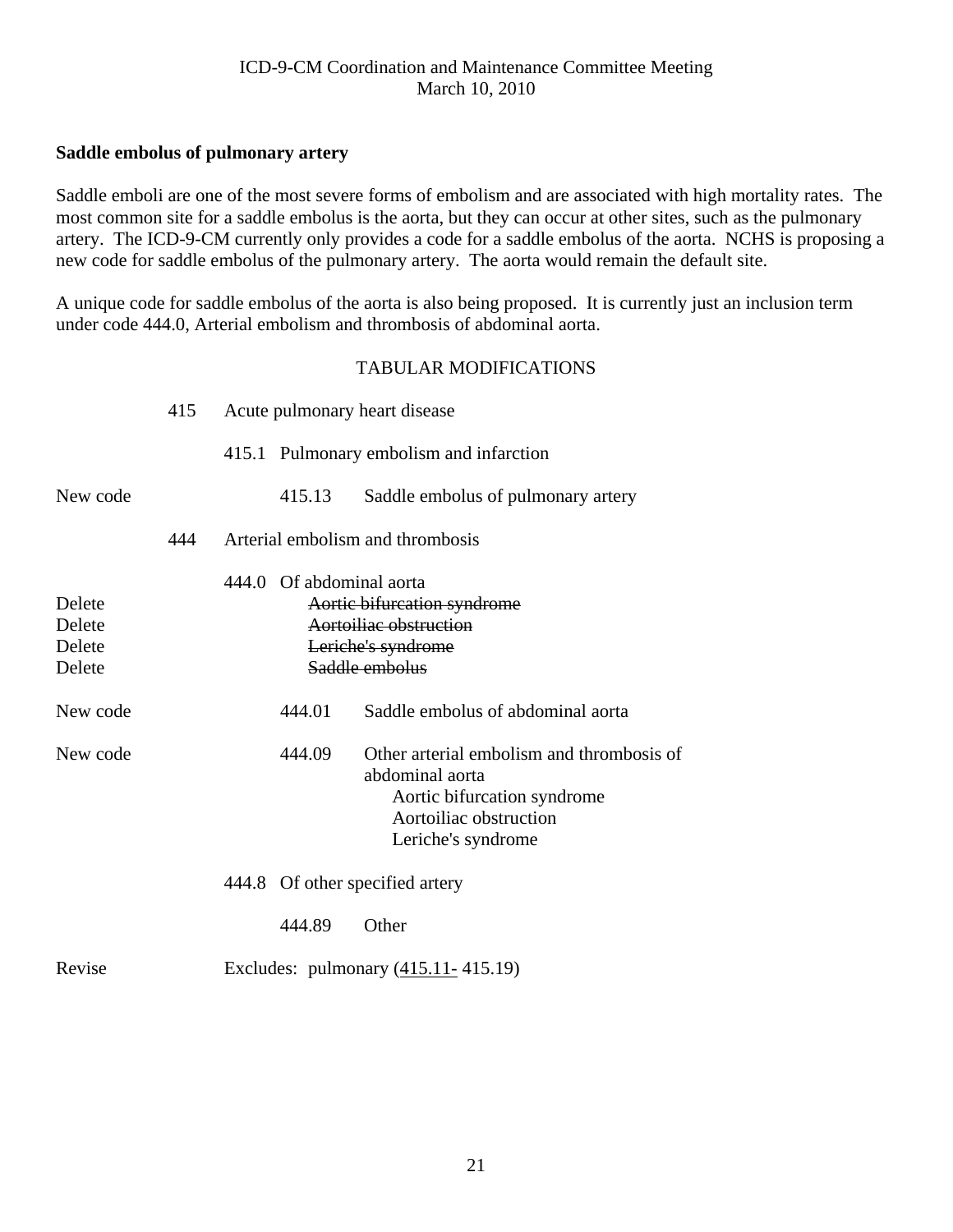**Saddle embolus of pulmonary artery**

Saddle emboli are one of the most severe forms of embolism and are associated with high mortality rates. The most common site for a saddle embolus is the aorta, but they can occur at other sites, such as the pulmonary artery. The ICD-9-CM currently only provides a code for a saddle embolus of the aorta. NCHS is proposing a new code for saddle embolus of the pulmonary artery. The aorta would remain the default site.

A unique code for saddle embolus of the aorta is also being proposed. It is currently just an inclusion term under code 444.0, Arterial embolism and thrombosis of abdominal aorta.

TABULAR MODIFICATIONS

| | | | |
|---|---|---|---|
| | 415 | Acute pulmonary heart disease | |
| | | 415.1 Pulmonary embolism and infarction | |
| New code | | 415.13 | Saddle embolus of pulmonary artery |
| | 444 | Arterial embolism and thrombosis | |
| | | 444.0 Of abdominal aorta | |
| Delete | | | ~~Aortic bifurcation syndrome~~ |
| Delete | | | ~~Aortoiliac obstruction~~ |
| Delete | | | ~~Leriche's syndrome~~ |
| Delete | | | ~~Saddle embolus~~ |
| New code | | 444.01 | Saddle embolus of abdominal aorta |
| New code | | 444.09 | Other arterial embolism and thrombosis of abdominal aorta<br>Aortic bifurcation syndrome<br>Aortoiliac obstruction<br>Leriche's syndrome |
| | | 444.8 Of other specified artery | |
| | | 444.89 | Other |
| Revise | | Excludes: pulmonary (<u>415.11-</u> 415.19) | |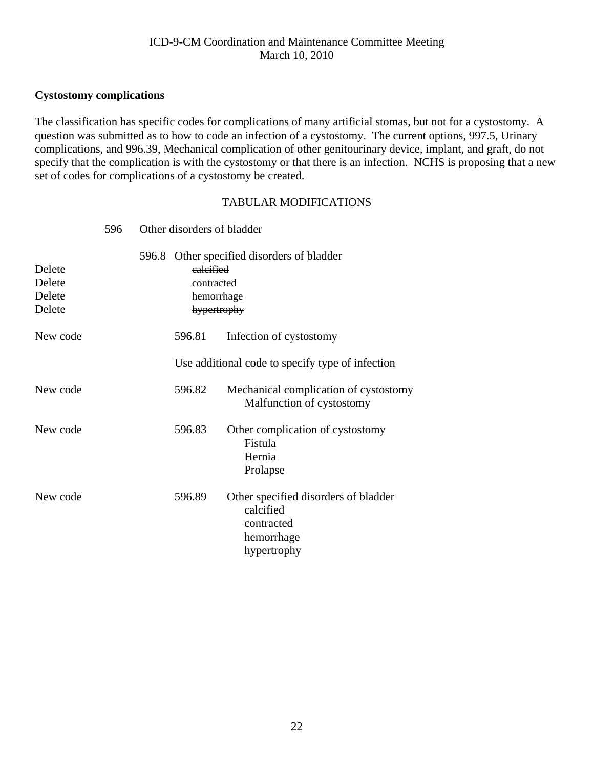**Cystostomy complications**

The classification has specific codes for complications of many artificial stomas, but not for a cystostomy. A question was submitted as to how to code an infection of a cystostomy. The current options, 997.5, Urinary complications, and 996.39, Mechanical complication of other genitourinary device, implant, and graft, do not specify that the complication is with the cystostomy or that there is an infection. NCHS is proposing that a new set of codes for complications of a cystostomy be created.

TABULAR MODIFICATIONS

596 Other disorders of bladder

596.8 Other specified disorders of bladder

| | |
|---|---|
| Delete | ~~calcified~~ |
| Delete | ~~contracted~~ |
| Delete | ~~hemorrhage~~ |
| Delete | ~~hypertrophy~~ |

| | | |
|---|---|---|
| New code | 596.81 | Infection of cystostomy |
| | | Use additional code to specify type of infection |
| New code | 596.82 | Mechanical complication of cystostomy<br>Malfunction of cystostomy |
| New code | 596.83 | Other complication of cystostomy<br>Fistula<br>Hernia<br>Prolapse |
| New code | 596.89 | Other specified disorders of bladder<br>calcified<br>contracted<br>hemorrhage<br>hypertrophy |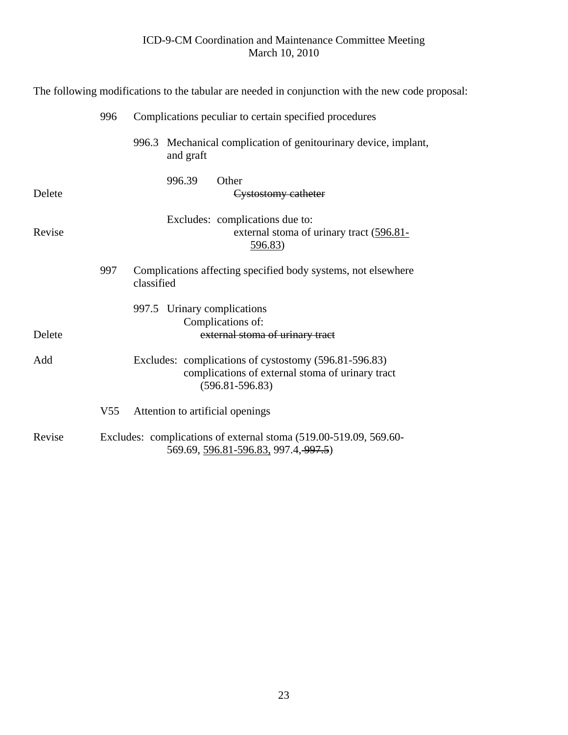The following modifications to the tabular are needed in conjunction with the new code proposal:

996 Complications peculiar to certain specified procedures

996.3 Mechanical complication of genitourinary device, implant, and graft

996.39 Other

Delete ~~Cystostomy catheter~~

Excludes: complications due to:

Revise external stoma of urinary tract (<u>596.81-596.83</u>)

997 Complications affecting specified body systems, not elsewhere classified

997.5 Urinary complications

Complications of:

Delete ~~external stoma of urinary tract~~

Add Excludes: complications of cystostomy (596.81-596.83)
complications of external stoma of urinary tract (596.81-596.83)

V55 Attention to artificial openings

Revise Excludes: complications of external stoma (519.00-519.09, 569.60-569.69, <u>596.81-596.83,</u> 997.4~~, 997.5~~)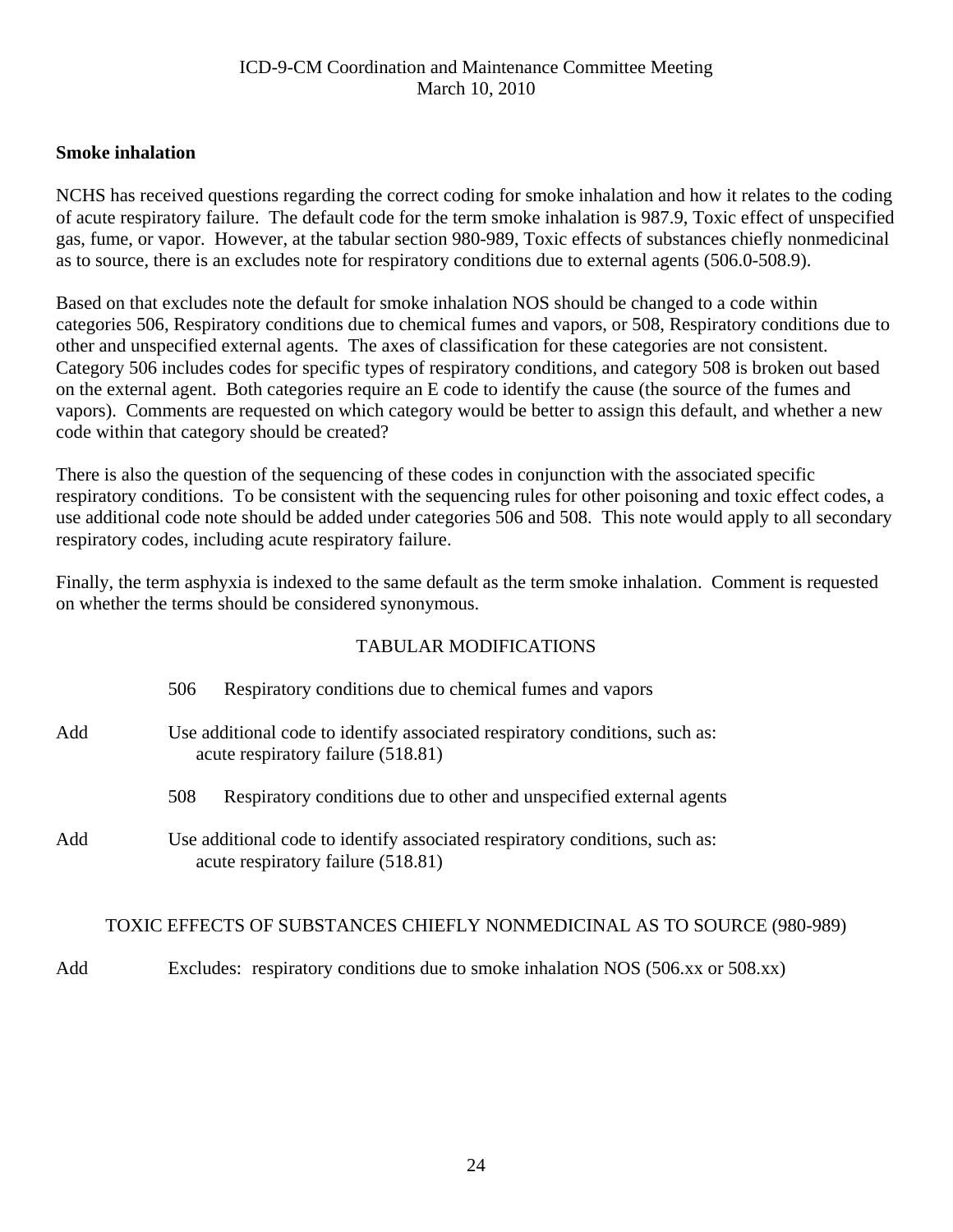## Smoke inhalation

NCHS has received questions regarding the correct coding for smoke inhalation and how it relates to the coding of acute respiratory failure. The default code for the term smoke inhalation is 987.9, Toxic effect of unspecified gas, fume, or vapor. However, at the tabular section 980-989, Toxic effects of substances chiefly nonmedicinal as to source, there is an excludes note for respiratory conditions due to external agents (506.0-508.9).

Based on that excludes note the default for smoke inhalation NOS should be changed to a code within categories 506, Respiratory conditions due to chemical fumes and vapors, or 508, Respiratory conditions due to other and unspecified external agents. The axes of classification for these categories are not consistent. Category 506 includes codes for specific types of respiratory conditions, and category 508 is broken out based on the external agent. Both categories require an E code to identify the cause (the source of the fumes and vapors). Comments are requested on which category would be better to assign this default, and whether a new code within that category should be created?

There is also the question of the sequencing of these codes in conjunction with the associated specific respiratory conditions. To be consistent with the sequencing rules for other poisoning and toxic effect codes, a use additional code note should be added under categories 506 and 508. This note would apply to all secondary respiratory codes, including acute respiratory failure.

Finally, the term asphyxia is indexed to the same default as the term smoke inhalation. Comment is requested on whether the terms should be considered synonymous.

### TABULAR MODIFICATIONS

506 Respiratory conditions due to chemical fumes and vapors

Add Use additional code to identify associated respiratory conditions, such as:
acute respiratory failure (518.81)

508 Respiratory conditions due to other and unspecified external agents

Add Use additional code to identify associated respiratory conditions, such as:
acute respiratory failure (518.81)

TOXIC EFFECTS OF SUBSTANCES CHIEFLY NONMEDICINAL AS TO SOURCE (980-989)

Add Excludes: respiratory conditions due to smoke inhalation NOS (506.xx or 508.xx)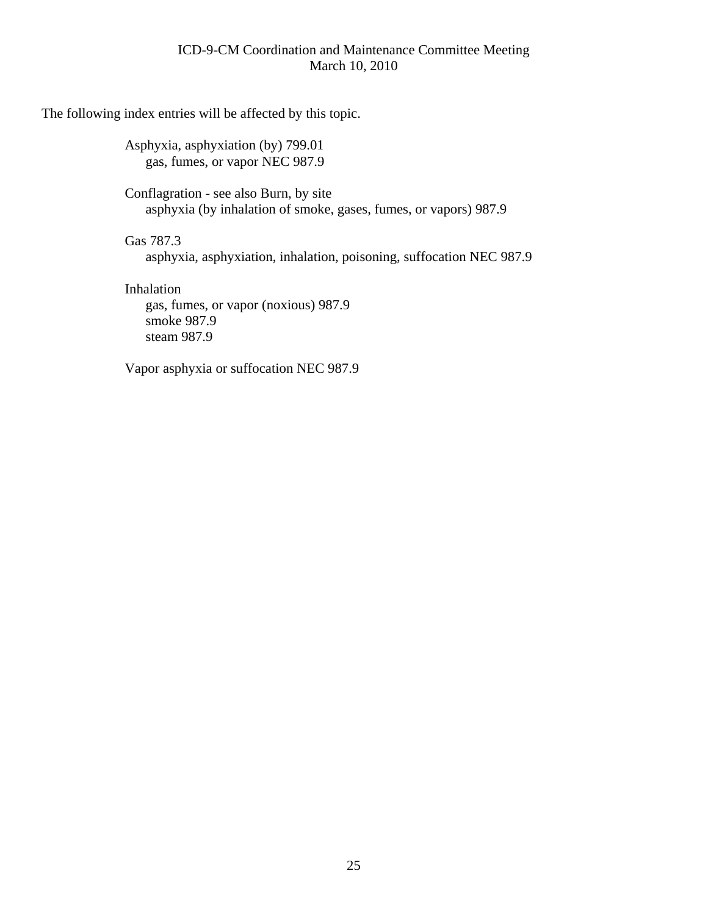The following index entries will be affected by this topic.

Asphyxia, asphyxiation (by) 799.01
- gas, fumes, or vapor NEC 987.9

Conflagration - see also Burn, by site
- asphyxia (by inhalation of smoke, gases, fumes, or vapors) 987.9

Gas 787.3
- asphyxia, asphyxiation, inhalation, poisoning, suffocation NEC 987.9

Inhalation
- gas, fumes, or vapor (noxious) 987.9
- smoke 987.9
- steam 987.9

Vapor asphyxia or suffocation NEC 987.9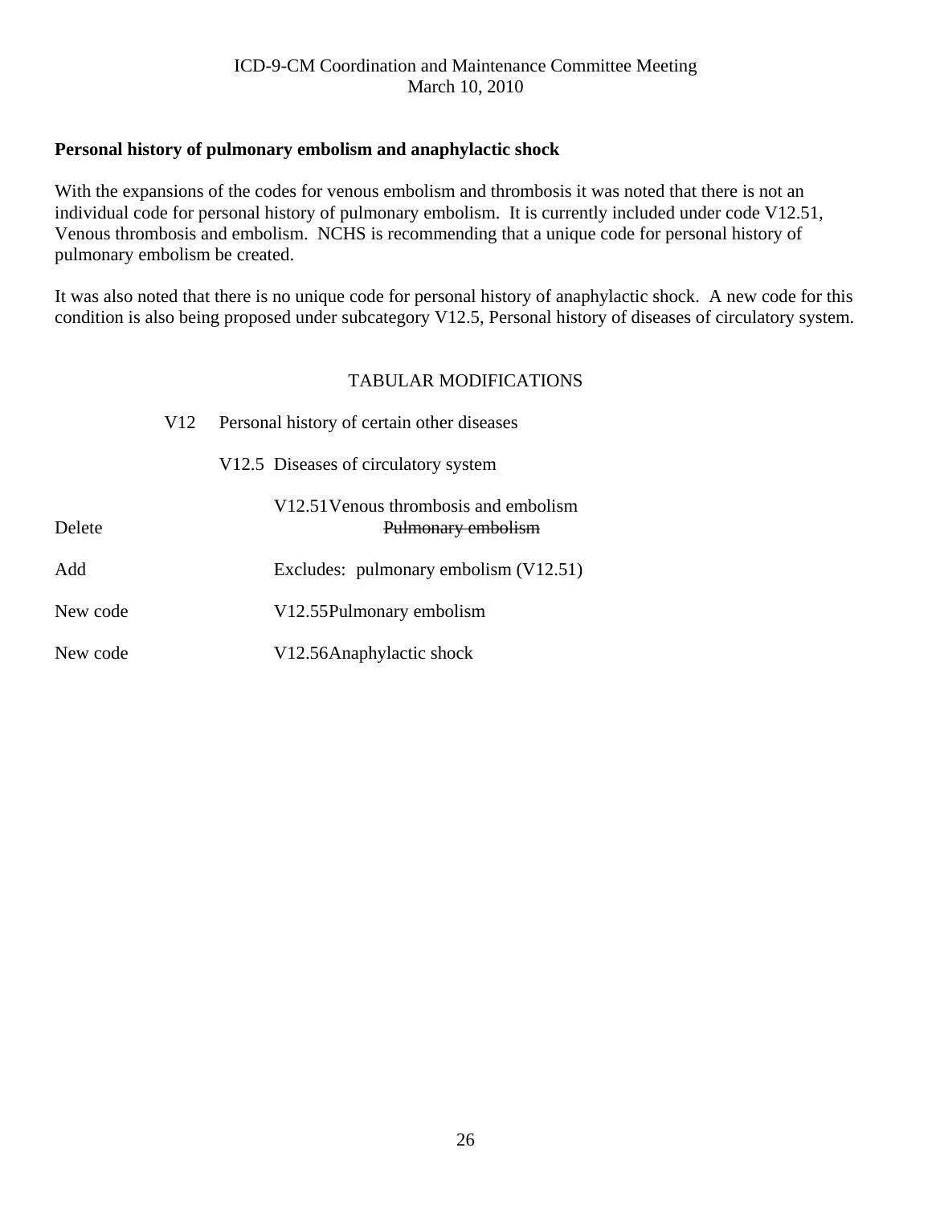ICD-9-CM Coordination and Maintenance Committee Meeting
March 10, 2010

**Personal history of pulmonary embolism and anaphylactic shock**

With the expansions of the codes for venous embolism and thrombosis it was noted that there is not an individual code for personal history of pulmonary embolism. It is currently included under code V12.51, Venous thrombosis and embolism. NCHS is recommending that a unique code for personal history of pulmonary embolism be created.

It was also noted that there is no unique code for personal history of anaphylactic shock. A new code for this condition is also being proposed under subcategory V12.5, Personal history of diseases of circulatory system.

TABULAR MODIFICATIONS

V12 Personal history of certain other diseases

V12.5 Diseases of circulatory system

V12.51 Venous thrombosis and embolism

Delete ~~Pulmonary embolism~~

Add Excludes: pulmonary embolism (V12.51)

New code V12.55 Pulmonary embolism

New code V12.56 Anaphylactic shock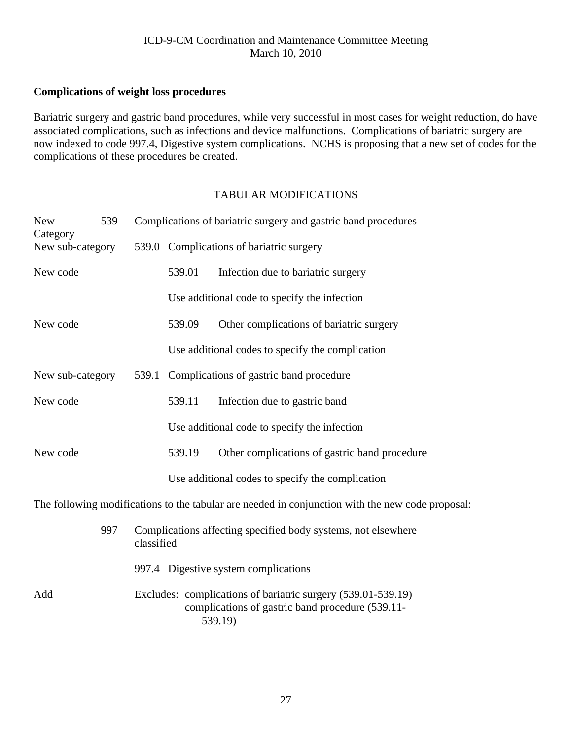**Complications of weight loss procedures**

Bariatric surgery and gastric band procedures, while very successful in most cases for weight reduction, do have associated complications, such as infections and device malfunctions. Complications of bariatric surgery are now indexed to code 997.4, Digestive system complications. NCHS is proposing that a new set of codes for the complications of these procedures be created.

TABULAR MODIFICATIONS

| | | | |
|---|---|---|---|
| New Category | 539 | | Complications of bariatric surgery and gastric band procedures |
| New sub-category | 539.0 | | Complications of bariatric surgery |
| New code | | 539.01 | Infection due to bariatric surgery |
| | | | Use additional code to specify the infection |
| New code | | 539.09 | Other complications of bariatric surgery |
| | | | Use additional codes to specify the complication |
| New sub-category | 539.1 | | Complications of gastric band procedure |
| New code | | 539.11 | Infection due to gastric band |
| | | | Use additional code to specify the infection |
| New code | | 539.19 | Other complications of gastric band procedure |
| | | | Use additional codes to specify the complication |

The following modifications to the tabular are needed in conjunction with the new code proposal:

| | | |
|---|---|---|
| | 997 | Complications affecting specified body systems, not elsewhere classified |
| | 997.4 | Digestive system complications |
| Add | | Excludes: complications of bariatric surgery (539.01-539.19)<br>complications of gastric band procedure (539.11-539.19) |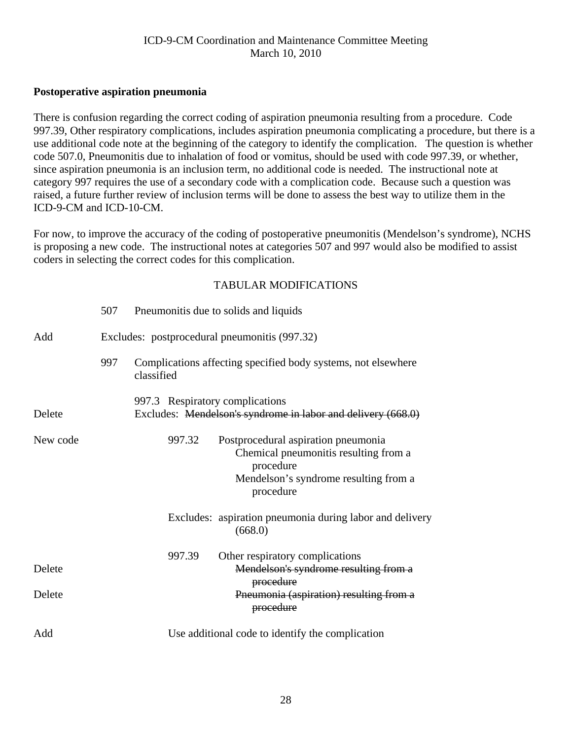**Postoperative aspiration pneumonia**

There is confusion regarding the correct coding of aspiration pneumonia resulting from a procedure. Code 997.39, Other respiratory complications, includes aspiration pneumonia complicating a procedure, but there is a use additional code note at the beginning of the category to identify the complication. The question is whether code 507.0, Pneumonitis due to inhalation of food or vomitus, should be used with code 997.39, or whether, since aspiration pneumonia is an inclusion term, no additional code is needed. The instructional note at category 997 requires the use of a secondary code with a complication code. Because such a question was raised, a future further review of inclusion terms will be done to assess the best way to utilize them in the ICD-9-CM and ICD-10-CM.

For now, to improve the accuracy of the coding of postoperative pneumonitis (Mendelson's syndrome), NCHS is proposing a new code. The instructional notes at categories 507 and 997 would also be modified to assist coders in selecting the correct codes for this complication.

TABULAR MODIFICATIONS

| | | |
|---|---|---|
| | 507 | Pneumonitis due to solids and liquids |
| Add | | Excludes: postprocedural pneumonitis (997.32) |
| | 997 | Complications affecting specified body systems, not elsewhere classified |
| | | 997.3 Respiratory complications |
| Delete | | Excludes: ~~Mendelson's syndrome in labor and delivery (668.0)~~ |
| New code | | 997.32 Postprocedural aspiration pneumonia<br>Chemical pneumonitis resulting from a procedure<br>Mendelson's syndrome resulting from a procedure |
| | | Excludes: aspiration pneumonia during labor and delivery (668.0) |
| | | 997.39 Other respiratory complications |
| Delete | | ~~Mendelson's syndrome resulting from a procedure~~ |
| Delete | | ~~Pneumonia (aspiration) resulting from a procedure~~ |
| Add | | Use additional code to identify the complication |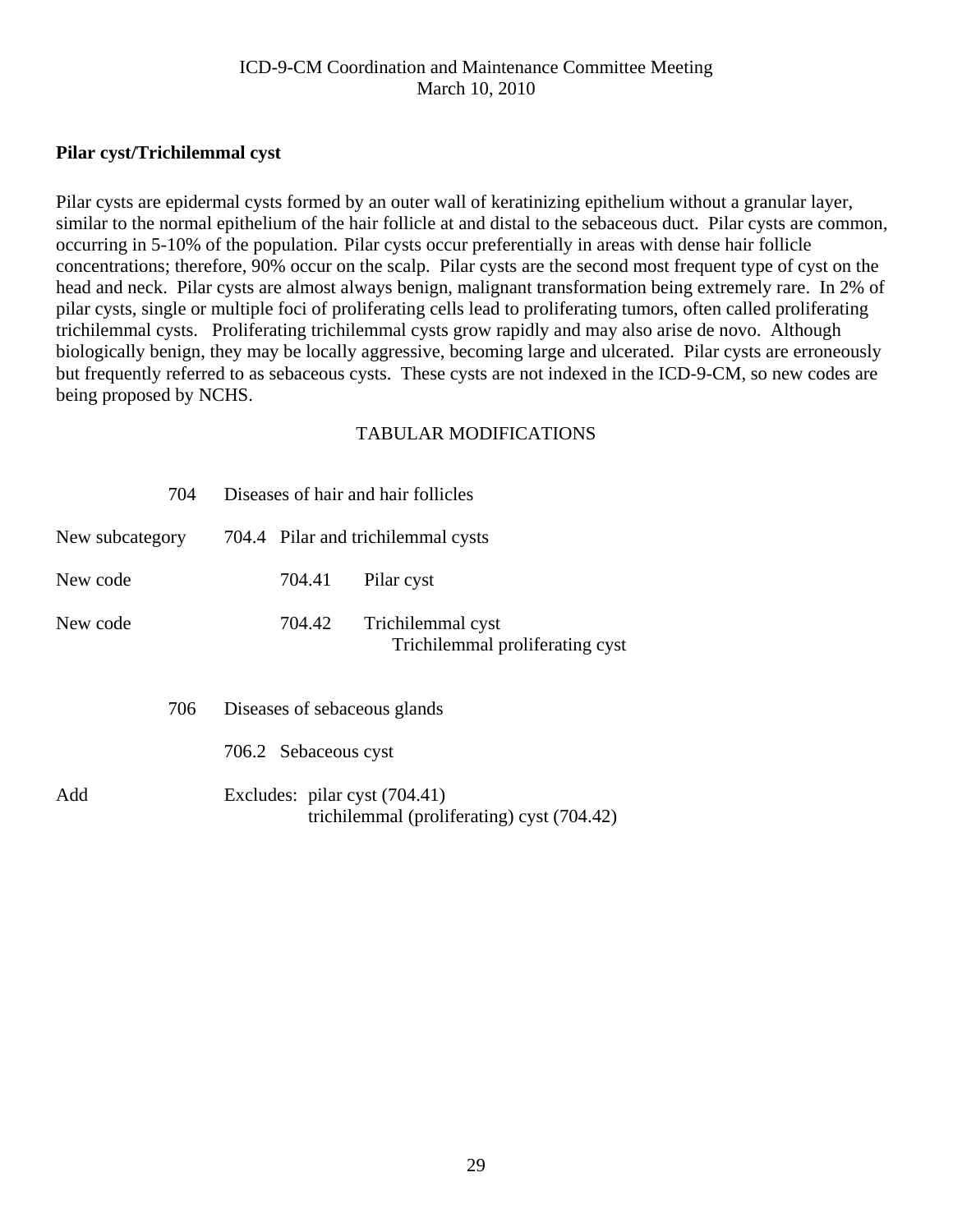**Pilar cyst/Trichilemmal cyst**

Pilar cysts are epidermal cysts formed by an outer wall of keratinizing epithelium without a granular layer, similar to the normal epithelium of the hair follicle at and distal to the sebaceous duct. Pilar cysts are common, occurring in 5-10% of the population. Pilar cysts occur preferentially in areas with dense hair follicle concentrations; therefore, 90% occur on the scalp. Pilar cysts are the second most frequent type of cyst on the head and neck. Pilar cysts are almost always benign, malignant transformation being extremely rare. In 2% of pilar cysts, single or multiple foci of proliferating cells lead to proliferating tumors, often called proliferating trichilemmal cysts. Proliferating trichilemmal cysts grow rapidly and may also arise de novo. Although biologically benign, they may be locally aggressive, becoming large and ulcerated. Pilar cysts are erroneously but frequently referred to as sebaceous cysts. These cysts are not indexed in the ICD-9-CM, so new codes are being proposed by NCHS.

TABULAR MODIFICATIONS

| | | | |
|---|---|---|---|
| | 704 | Diseases of hair and hair follicles | |
| New subcategory | 704.4 | Pilar and trichilemmal cysts | |
| New code | | 704.41 | Pilar cyst |
| New code | | 704.42 | Trichilemmal cyst<br>Trichilemmal proliferating cyst |
| | 706 | Diseases of sebaceous glands | |
| | 706.2 | Sebaceous cyst | |
| Add | | Excludes: pilar cyst (704.41)<br>trichilemmal (proliferating) cyst (704.42) | |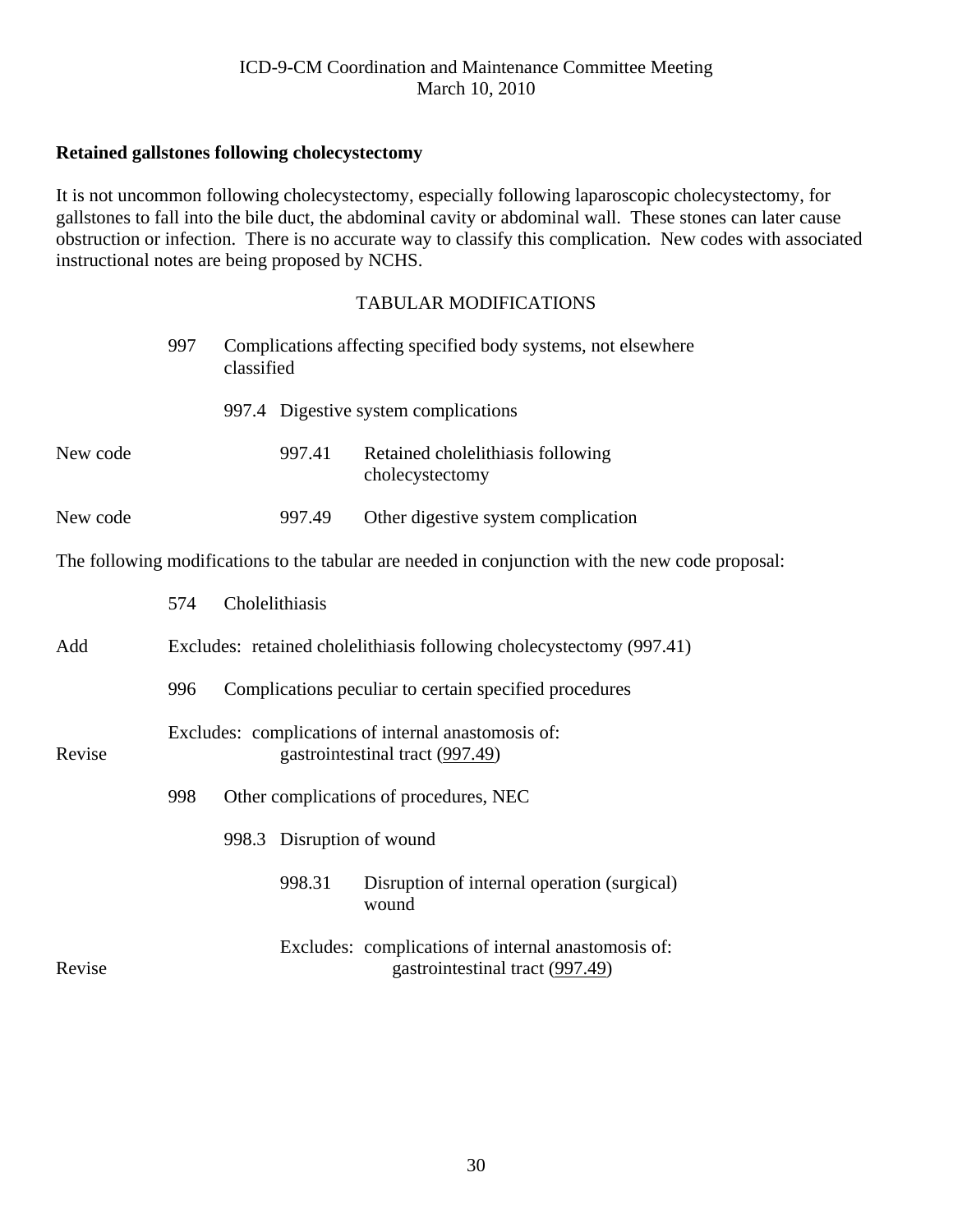**Retained gallstones following cholecystectomy**

It is not uncommon following cholecystectomy, especially following laparoscopic cholecystectomy, for gallstones to fall into the bile duct, the abdominal cavity or abdominal wall. These stones can later cause obstruction or infection. There is no accurate way to classify this complication. New codes with associated instructional notes are being proposed by NCHS.

TABULAR MODIFICATIONS

997 Complications affecting specified body systems, not elsewhere classified

997.4 Digestive system complications

New code 997.41 Retained cholelithiasis following cholecystectomy

New code 997.49 Other digestive system complication

The following modifications to the tabular are needed in conjunction with the new code proposal:

574 Cholelithiasis

Add Excludes: retained cholelithiasis following cholecystectomy (997.41)

996 Complications peculiar to certain specified procedures

Revise Excludes: complications of internal anastomosis of:
gastrointestinal tract (997.49)

998 Other complications of procedures, NEC

998.3 Disruption of wound

998.31 Disruption of internal operation (surgical) wound

Revise Excludes: complications of internal anastomosis of:
gastrointestinal tract (997.49)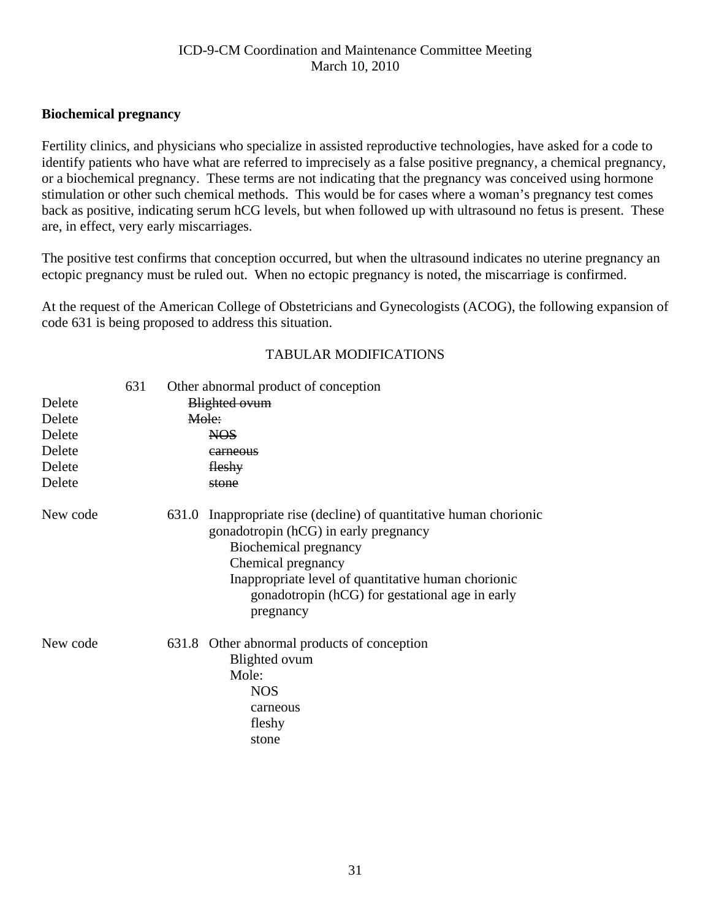**Biochemical pregnancy**

Fertility clinics, and physicians who specialize in assisted reproductive technologies, have asked for a code to identify patients who have what are referred to imprecisely as a false positive pregnancy, a chemical pregnancy, or a biochemical pregnancy. These terms are not indicating that the pregnancy was conceived using hormone stimulation or other such chemical methods. This would be for cases where a woman's pregnancy test comes back as positive, indicating serum hCG levels, but when followed up with ultrasound no fetus is present. These are, in effect, very early miscarriages.

The positive test confirms that conception occurred, but when the ultrasound indicates no uterine pregnancy an ectopic pregnancy must be ruled out. When no ectopic pregnancy is noted, the miscarriage is confirmed.

At the request of the American College of Obstetricians and Gynecologists (ACOG), the following expansion of code 631 is being proposed to address this situation.

TABULAR MODIFICATIONS

| | | |
|---|---|---|
| | 631 | Other abnormal product of conception |
| Delete | | ~~Blighted ovum~~ |
| Delete | | ~~Mole:~~ |
| Delete | | ~~NOS~~ |
| Delete | | ~~carneous~~ |
| Delete | | ~~fleshy~~ |
| Delete | | ~~stone~~ |
| New code | 631.0 | Inappropriate rise (decline) of quantitative human chorionic gonadotropin (hCG) in early pregnancy<br>Biochemical pregnancy<br>Chemical pregnancy<br>Inappropriate level of quantitative human chorionic gonadotropin (hCG) for gestational age in early pregnancy |
| New code | 631.8 | Other abnormal products of conception<br>Blighted ovum<br>Mole:<br>NOS<br>carneous<br>fleshy<br>stone |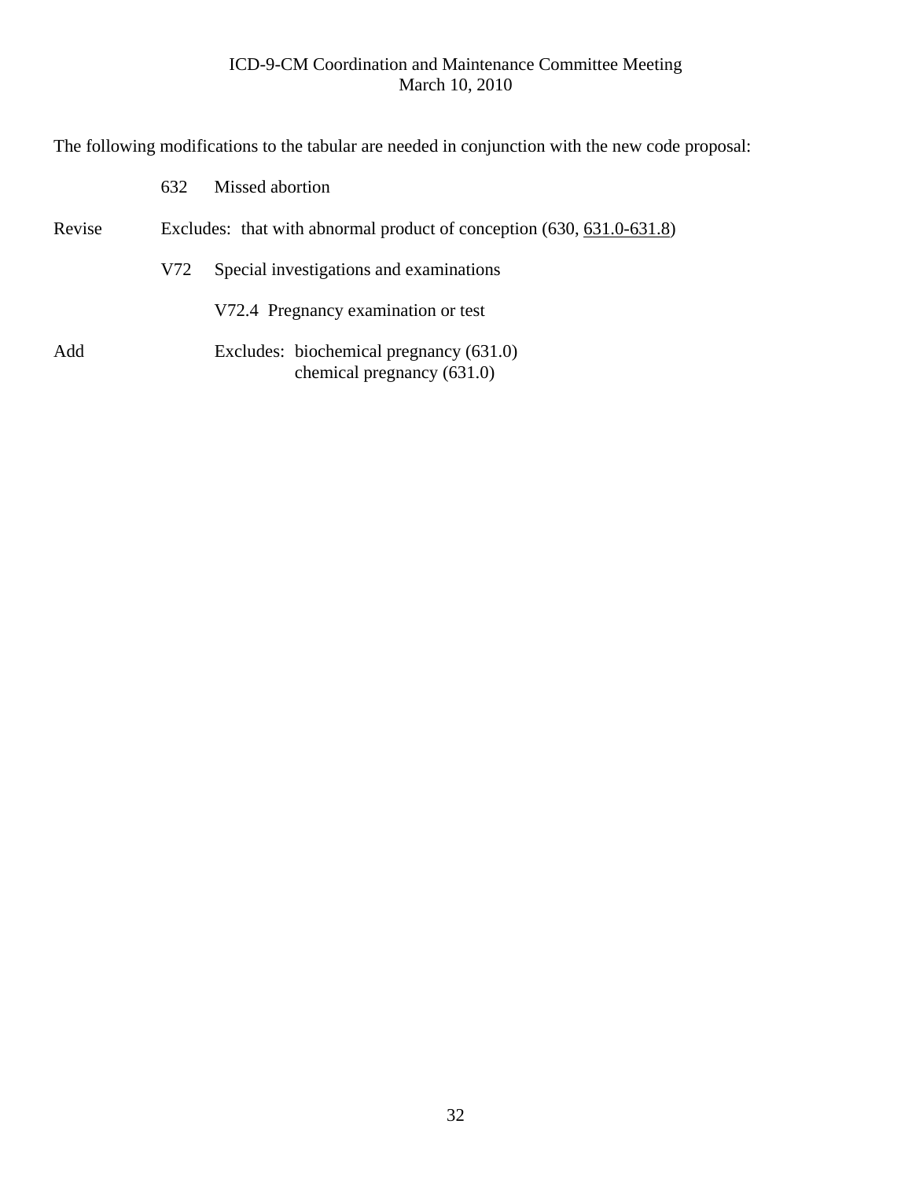The following modifications to the tabular are needed in conjunction with the new code proposal:

632 Missed abortion

Revise Excludes: that with abnormal product of conception (630, <u>631.0-631.8</u>)

V72 Special investigations and examinations

V72.4 Pregnancy examination or test

Add Excludes: biochemical pregnancy (631.0)
chemical pregnancy (631.0)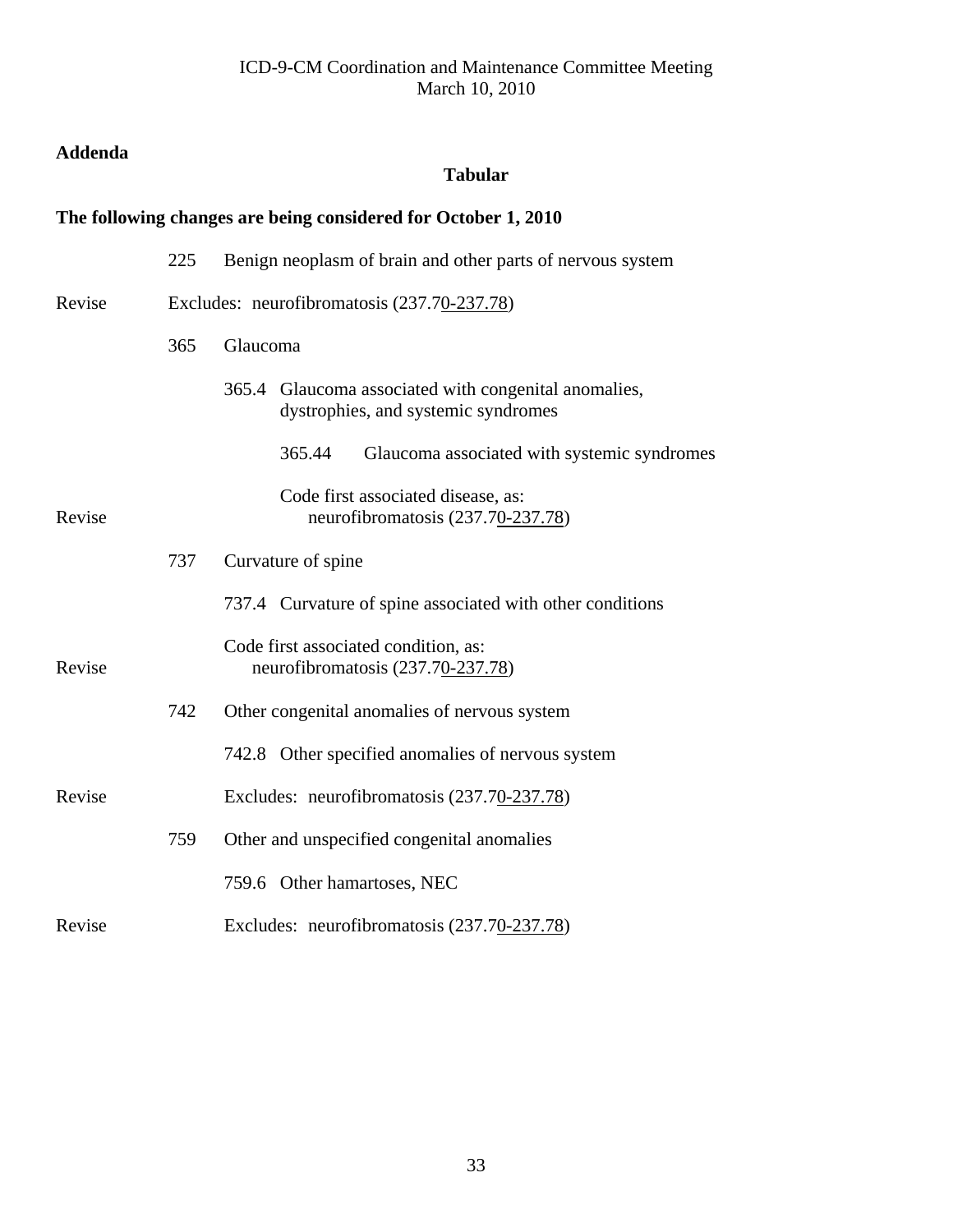ICD-9-CM Coordination and Maintenance Committee Meeting
March 10, 2010

**Addenda**

**Tabular**

**The following changes are being considered for October 1, 2010**

225 Benign neoplasm of brain and other parts of nervous system

Revise Excludes: neurofibromatosis (237.7<u>0-237.78</u>)

365 Glaucoma

365.4 Glaucoma associated with congenital anomalies, dystrophies, and systemic syndromes

365.44 Glaucoma associated with systemic syndromes

Code first associated disease, as:

Revise neurofibromatosis (237.7<u>0-237.78</u>)

737 Curvature of spine

737.4 Curvature of spine associated with other conditions

Code first associated condition, as:

Revise neurofibromatosis (237.7<u>0-237.78</u>)

742 Other congenital anomalies of nervous system

742.8 Other specified anomalies of nervous system

Revise Excludes: neurofibromatosis (237.7<u>0-237.78</u>)

759 Other and unspecified congenital anomalies

759.6 Other hamartoses, NEC

Revise Excludes: neurofibromatosis (237.7<u>0-237.78</u>)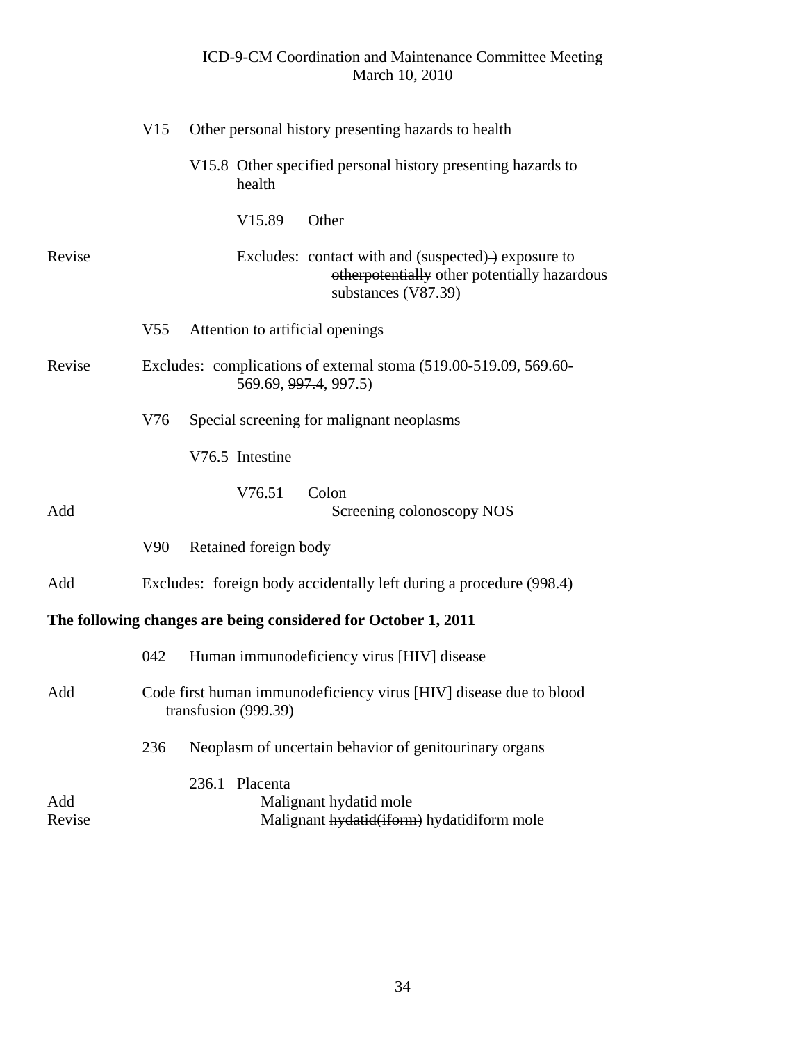| | | | | |
|---|---|---|---|---|
| | V15 | Other personal history presenting hazards to health | | |
| | | V15.8 Other specified personal history presenting hazards to health | | |
| | | | V15.89 | Other |
| Revise | | | | Excludes: contact with and (suspected) ~~)~~ exposure to ~~otherpotentially~~ other potentially hazardous substances (V87.39) |
| | V55 | Attention to artificial openings | | |
| Revise | Excludes: complications of external stoma (519.00-519.09, 569.60-569.69, ~~997.4~~, 997.5) | | | |
| | V76 | Special screening for malignant neoplasms | | |
| | | V76.5 Intestine | | |
| | | | V76.51 | Colon |
| Add | | | | Screening colonoscopy NOS |
| | V90 | Retained foreign body | | |
| Add | Excludes: foreign body accidentally left during a procedure (998.4) | | | |

**The following changes are being considered for October 1, 2011**

| | | | |
|---|---|---|---|
| | 042 | Human immunodeficiency virus [HIV] disease | |
| Add | Code first human immunodeficiency virus [HIV] disease due to blood transfusion (999.39) | | |
| | 236 | Neoplasm of uncertain behavior of genitourinary organs | |
| | | 236.1 Placenta | |
| Add | | | Malignant hydatid mole |
| Revise | | | Malignant ~~hydatid(iform)~~ hydatidiform mole |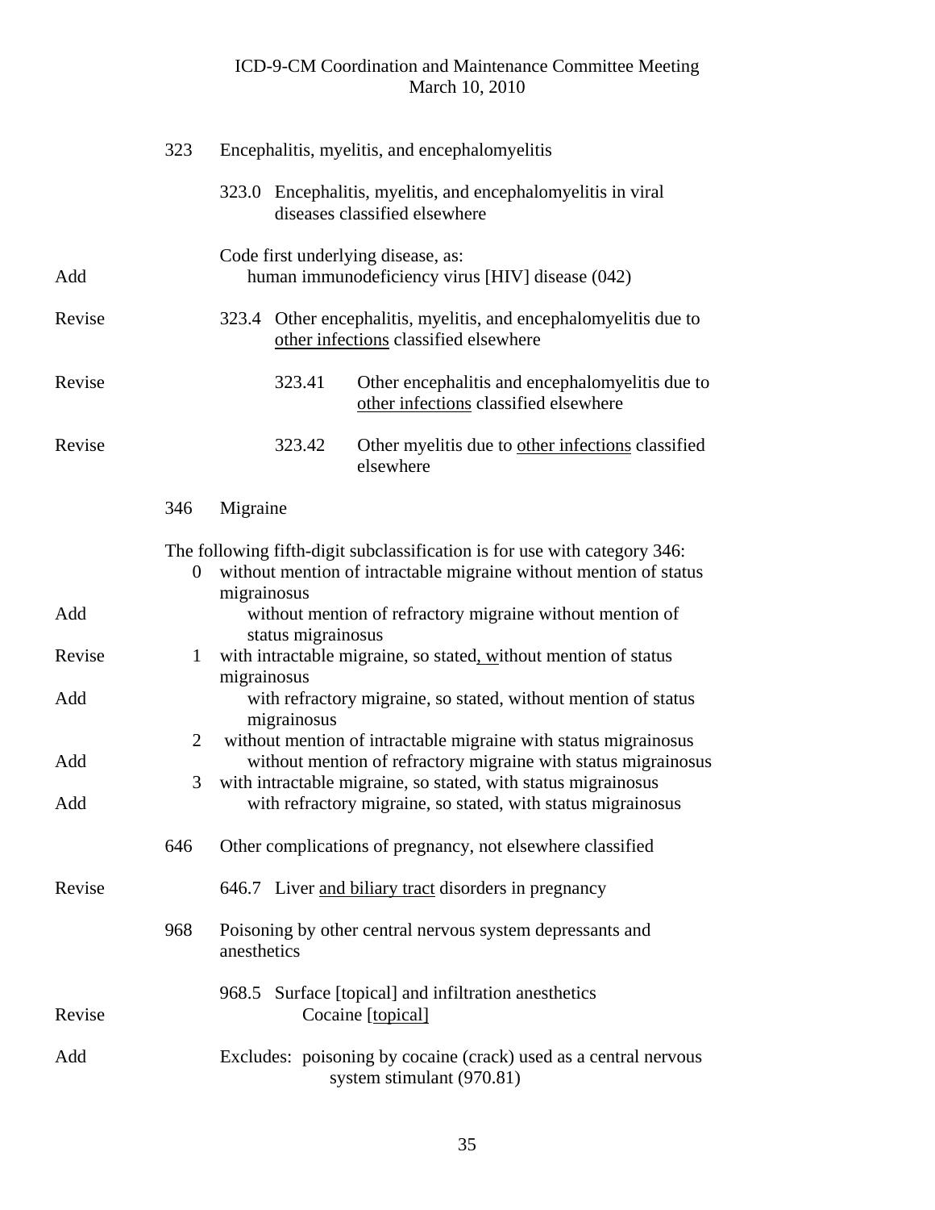| | | |
|---|---|---|
| | 323 | Encephalitis, myelitis, and encephalomyelitis |
| | | 323.0 Encephalitis, myelitis, and encephalomyelitis in viral diseases classified elsewhere |
| | | Code first underlying disease, as: |
| Add | | human immunodeficiency virus [HIV] disease (042) |
| Revise | | 323.4 Other encephalitis, myelitis, and encephalomyelitis due to <u>other infections</u> classified elsewhere |
| Revise | | 323.41 Other encephalitis and encephalomyelitis due to <u>other infections</u> classified elsewhere |
| Revise | | 323.42 Other myelitis due to <u>other infections</u> classified elsewhere |
| | 346 | Migraine |
| | | The following fifth-digit subclassification is for use with category 346: |
| | 0 | without mention of intractable migraine without mention of status migrainosus |
| Add | | without mention of refractory migraine without mention of status migrainosus |
| Revise | 1 | with intractable migraine, so stated<u>, w</u>ithout mention of status migrainosus |
| Add | | with refractory migraine, so stated, without mention of status migrainosus |
| | 2 | without mention of intractable migraine with status migrainosus |
| Add | | without mention of refractory migraine with status migrainosus |
| | 3 | with intractable migraine, so stated, with status migrainosus |
| Add | | with refractory migraine, so stated, with status migrainosus |
| | 646 | Other complications of pregnancy, not elsewhere classified |
| Revise | | 646.7 Liver <u>and biliary tract</u> disorders in pregnancy |
| | 968 | Poisoning by other central nervous system depressants and anesthetics |
| | | 968.5 Surface [topical] and infiltration anesthetics |
| Revise | | Cocaine <u>[topical]</u> |
| Add | | Excludes: poisoning by cocaine (crack) used as a central nervous system stimulant (970.81) |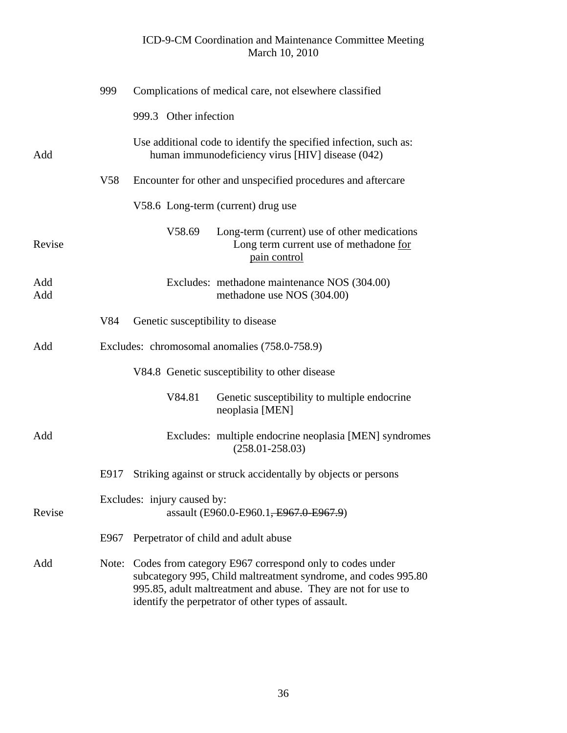|  | 999 | Complications of medical care, not elsewhere classified |
|---|---|---|
|  |  | 999.3 Other infection |
| Add |  | Use additional code to identify the specified infection, such as: human immunodeficiency virus [HIV] disease (042) |
|  | V58 | Encounter for other and unspecified procedures and aftercare |
|  |  | V58.6 Long-term (current) drug use |
| Revise |  | V58.69 Long-term (current) use of other medications<br>Long term current use of methadone <u>for pain control</u> |
| Add<br>Add |  | Excludes: methadone maintenance NOS (304.00)<br>methadone use NOS (304.00) |
|  | V84 | Genetic susceptibility to disease |
| Add |  | Excludes: chromosomal anomalies (758.0-758.9) |
|  |  | V84.8 Genetic susceptibility to other disease |
|  |  | V84.81 Genetic susceptibility to multiple endocrine neoplasia [MEN] |
| Add |  | Excludes: multiple endocrine neoplasia [MEN] syndromes (258.01-258.03) |
|  | E917 | Striking against or struck accidentally by objects or persons |
| Revise |  | Excludes: injury caused by:<br>assault (E960.0-E960.1~~, E967.0-E967.9~~) |
|  | E967 | Perpetrator of child and adult abuse |
| Add |  | Note: Codes from category E967 correspond only to codes under subcategory 995, Child maltreatment syndrome, and codes 995.80 995.85, adult maltreatment and abuse. They are not for use to identify the perpetrator of other types of assault. |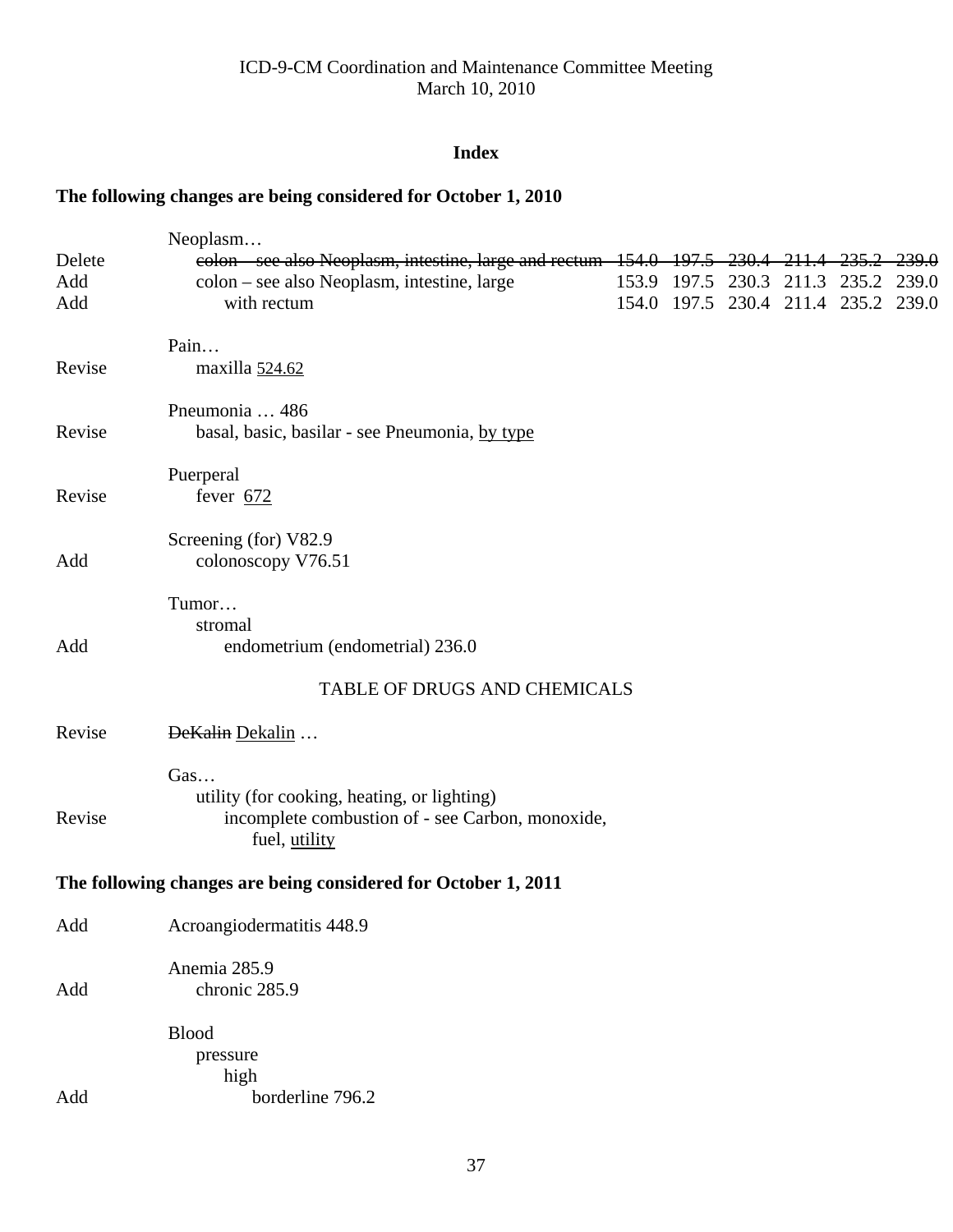ICD-9-CM Coordination and Maintenance Committee Meeting
March 10, 2010

## Index

**The following changes are being considered for October 1, 2010**

| | | | | | | | |
|---|---|---|---|---|---|---|---|
| | Neoplasm… | | | | | | |
| Delete | ~~colon – see also Neoplasm, intestine, large and rectum~~ | ~~154.0~~ | ~~197.5~~ | ~~230.4~~ | ~~211.4~~ | ~~235.2~~ | ~~239.0~~ |
| Add | colon – see also Neoplasm, intestine, large | 153.9 | 197.5 | 230.3 | 211.3 | 235.2 | 239.0 |
| Add | with rectum | 154.0 | 197.5 | 230.4 | 211.4 | 235.2 | 239.0 |

Pain…
Revise — maxilla <u>524.62</u>

Pneumonia … 486
Revise — basal, basic, basilar - see Pneumonia, <u>by type</u>

Puerperal
Revise — fever <u>672</u>

Screening (for) V82.9
Add — colonoscopy V76.51

Tumor…
stromal
Add — endometrium (endometrial) 236.0

TABLE OF DRUGS AND CHEMICALS

Revise — ~~DeKalin~~ <u>Dekalin</u> …

Gas…
utility (for cooking, heating, or lighting)
Revise — incomplete combustion of - see Carbon, monoxide, fuel, <u>utility</u>

**The following changes are being considered for October 1, 2011**

Add — Acroangiodermatitis 448.9

Anemia 285.9
Add — chronic 285.9

Blood
pressure
high
Add — borderline 796.2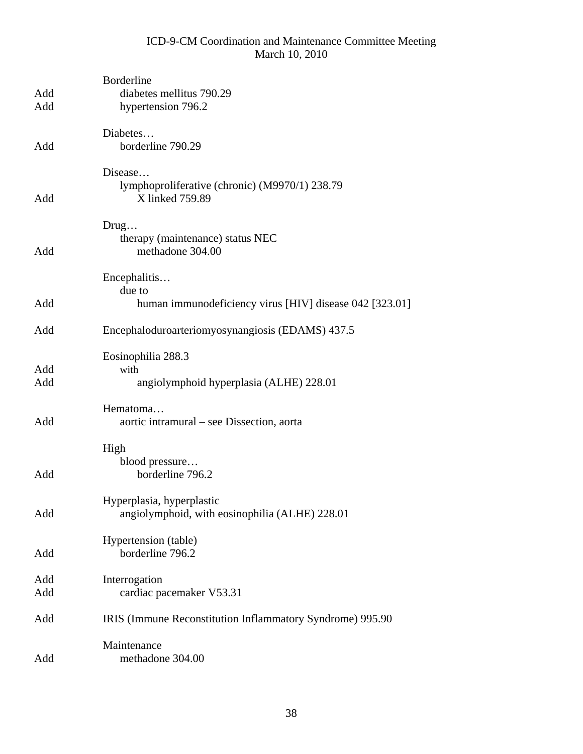| | |
|---|---|
| | Borderline |
| Add | diabetes mellitus 790.29 |
| Add | hypertension 796.2 |
| | |
| | Diabetes… |
| Add | borderline 790.29 |
| | |
| | Disease… |
| | lymphoproliferative (chronic) (M9970/1) 238.79 |
| Add | X linked 759.89 |
| | |
| | Drug… |
| | therapy (maintenance) status NEC |
| Add | methadone 304.00 |
| | |
| | Encephalitis… |
| | due to |
| Add | human immunodeficiency virus [HIV] disease 042 [323.01] |
| | |
| Add | Encephaloduroarteriomyosynangiosis (EDAMS) 437.5 |
| | |
| | Eosinophilia 288.3 |
| Add | with |
| Add | angiolymphoid hyperplasia (ALHE) 228.01 |
| | |
| | Hematoma… |
| Add | aortic intramural – see Dissection, aorta |
| | |
| | High |
| | blood pressure… |
| Add | borderline 796.2 |
| | |
| | Hyperplasia, hyperplastic |
| Add | angiolymphoid, with eosinophilia (ALHE) 228.01 |
| | |
| | Hypertension (table) |
| Add | borderline 796.2 |
| | |
| Add | Interrogation |
| Add | cardiac pacemaker V53.31 |
| | |
| Add | IRIS (Immune Reconstitution Inflammatory Syndrome) 995.90 |
| | |
| | Maintenance |
| Add | methadone 304.00 |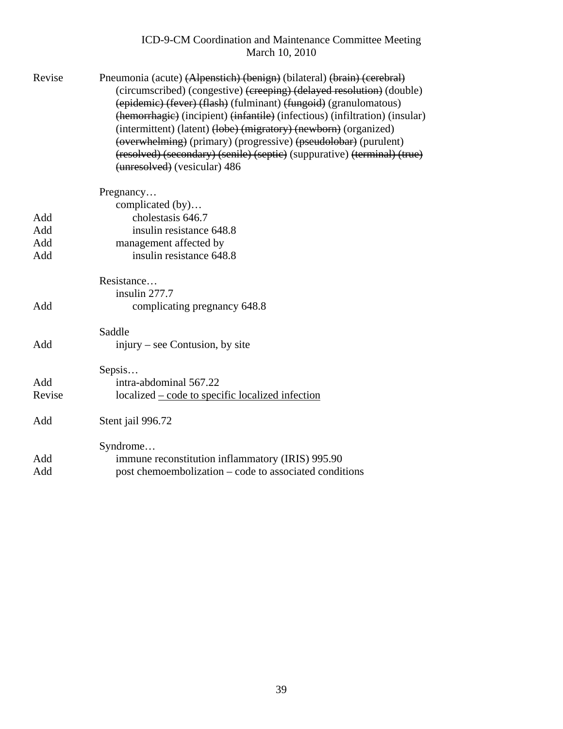| | |
|---|---|
| Revise | Pneumonia (acute) ~~(Alpenstich) (benign)~~ (bilateral) ~~(brain) (cerebral)~~ (circumscribed) (congestive) ~~(creeping) (delayed resolution)~~ (double) ~~(epidemic) (fever) (flash)~~ (fulminant) ~~(fungoid)~~ (granulomatous) ~~(hemorrhagic)~~ (incipient) ~~(infantile)~~ (infectious) (infiltration) (insular) (intermittent) (latent) ~~(lobe) (migratory) (newborn)~~ (organized) ~~(overwhelming)~~ (primary) (progressive) ~~(pseudolobar)~~ (purulent) ~~(resolved) (secondary) (senile) (septic)~~ (suppurative) ~~(terminal) (true) (unresolved)~~ (vesicular) 486 |
| | Pregnancy… |
| | complicated (by)… |
| Add | cholestasis 646.7 |
| Add | insulin resistance 648.8 |
| Add | management affected by |
| Add | insulin resistance 648.8 |
| | Resistance… |
| | insulin 277.7 |
| Add | complicating pregnancy 648.8 |
| | Saddle |
| Add | injury – see Contusion, by site |
| | Sepsis… |
| Add | intra-abdominal 567.22 |
| Revise | localized <u>– code to specific localized infection</u> |
| Add | Stent jail 996.72 |
| | Syndrome… |
| Add | immune reconstitution inflammatory (IRIS) 995.90 |
| Add | post chemoembolization – code to associated conditions |